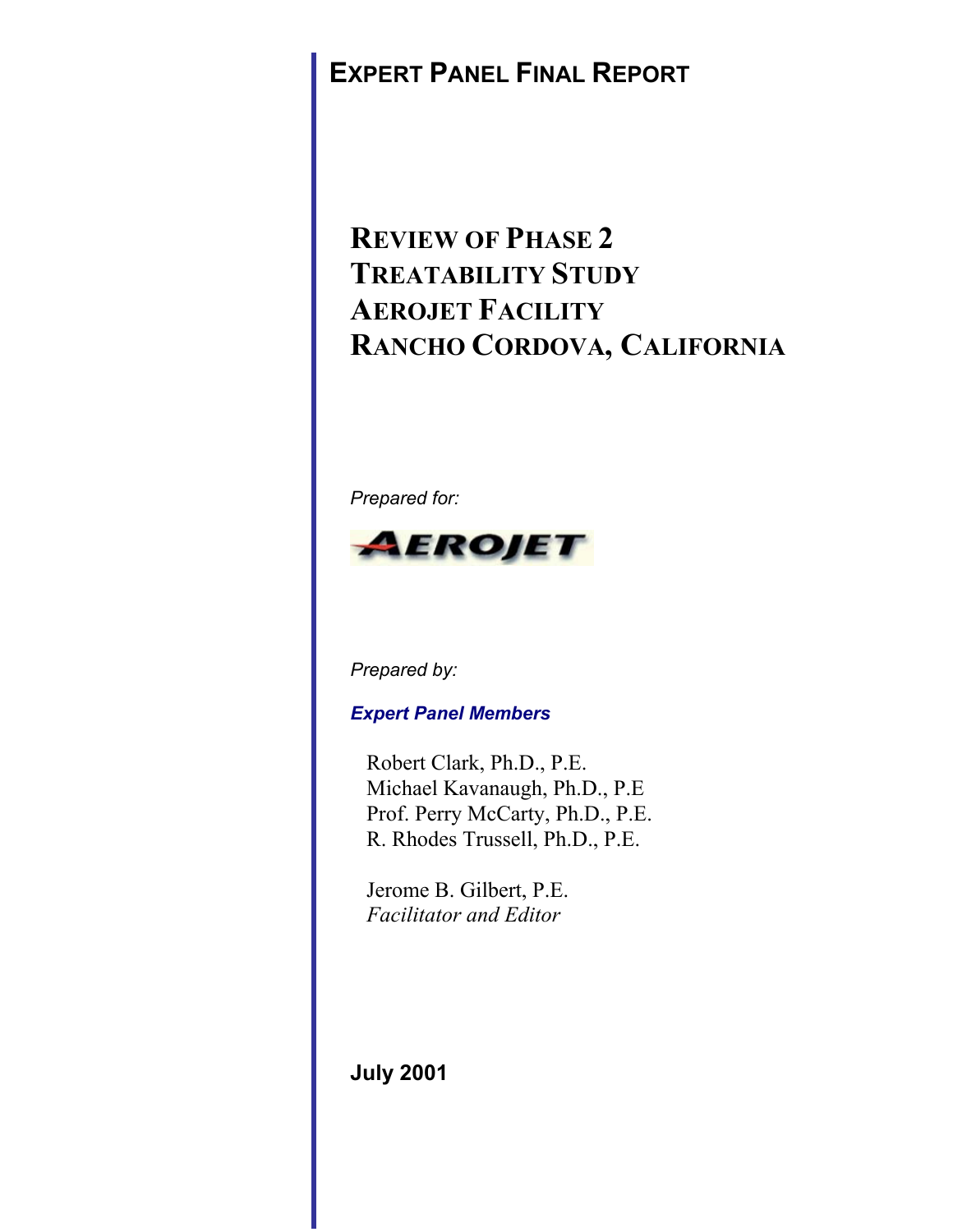# Expert Panel Final Report

## Review of Phase 2 Treatability Study Aerojet Facility Rancho Cordova, California

*Prepared for:*

AEROJET

*Prepared by:*

***Expert Panel Members***

Robert Clark, Ph.D., P.E.
Michael Kavanaugh, Ph.D., P.E
Prof. Perry McCarty, Ph.D., P.E.
R. Rhodes Trussell, Ph.D., P.E.

Jerome B. Gilbert, P.E.
*Facilitator and Editor*

**July 2001**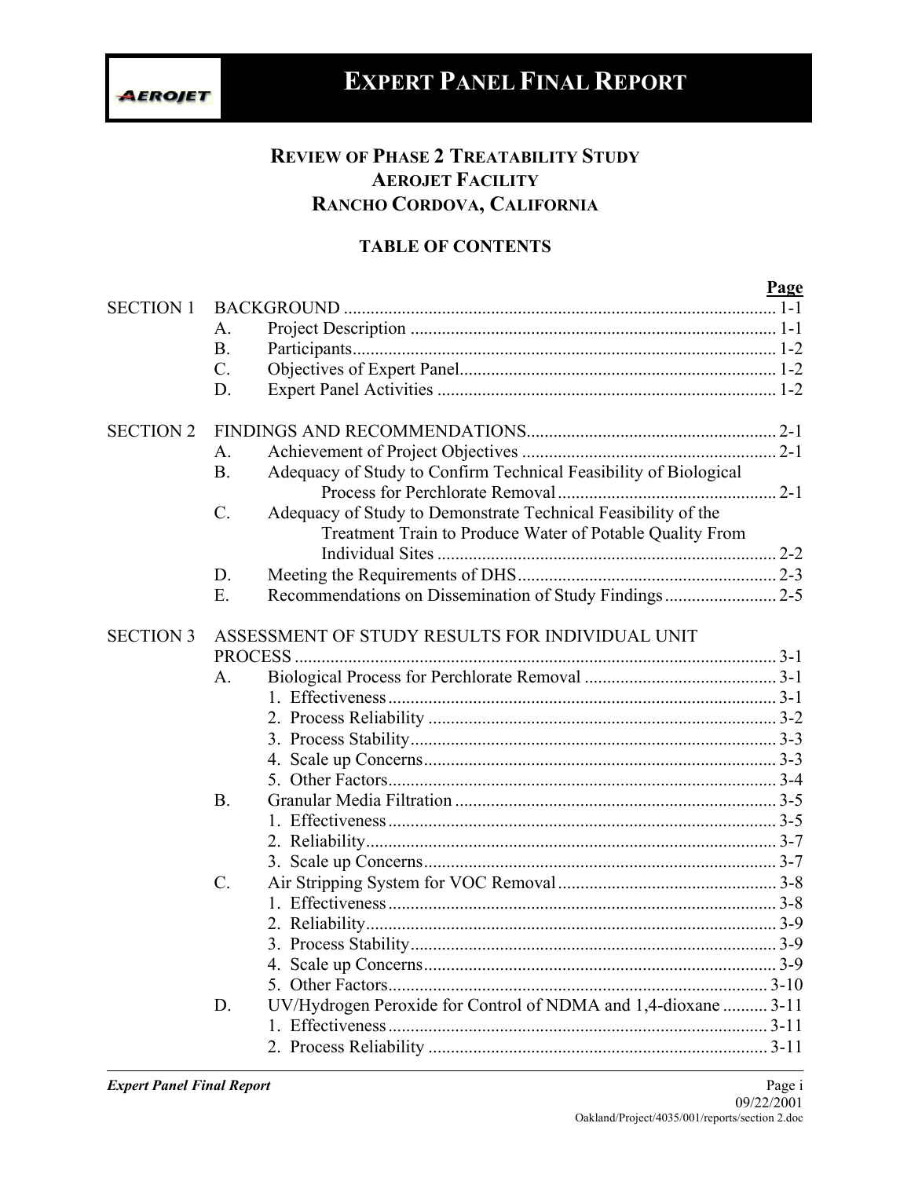# EXPERT PANEL FINAL REPORT

## REVIEW OF PHASE 2 TREATABILITY STUDY
## AEROJET FACILITY
## RANCHO CORDOVA, CALIFORNIA

### TABLE OF CONTENTS

| | | | Page |
|---|---|---|---|
| SECTION 1 | BACKGROUND | | 1-1 |
| | A. | Project Description | 1-1 |
| | B. | Participants | 1-2 |
| | C. | Objectives of Expert Panel | 1-2 |
| | D. | Expert Panel Activities | 1-2 |
| SECTION 2 | FINDINGS AND RECOMMENDATIONS | | 2-1 |
| | A. | Achievement of Project Objectives | 2-1 |
| | B. | Adequacy of Study to Confirm Technical Feasibility of Biological Process for Perchlorate Removal | 2-1 |
| | C. | Adequacy of Study to Demonstrate Technical Feasibility of the Treatment Train to Produce Water of Potable Quality From Individual Sites | 2-2 |
| | D. | Meeting the Requirements of DHS | 2-3 |
| | E. | Recommendations on Dissemination of Study Findings | 2-5 |
| SECTION 3 | ASSESSMENT OF STUDY RESULTS FOR INDIVIDUAL UNIT PROCESS | | 3-1 |
| | A. | Biological Process for Perchlorate Removal | 3-1 |
| | | 1. Effectiveness | 3-1 |
| | | 2. Process Reliability | 3-2 |
| | | 3. Process Stability | 3-3 |
| | | 4. Scale up Concerns | 3-3 |
| | | 5. Other Factors | 3-4 |
| | B. | Granular Media Filtration | 3-5 |
| | | 1. Effectiveness | 3-5 |
| | | 2. Reliability | 3-7 |
| | | 3. Scale up Concerns | 3-7 |
| | C. | Air Stripping System for VOC Removal | 3-8 |
| | | 1. Effectiveness | 3-8 |
| | | 2. Reliability | 3-9 |
| | | 3. Process Stability | 3-9 |
| | | 4. Scale up Concerns | 3-9 |
| | | 5. Other Factors | 3-10 |
| | D. | UV/Hydrogen Peroxide for Control of NDMA and 1,4-dioxane | 3-11 |
| | | 1. Effectiveness | 3-11 |
| | | 2. Process Reliability | 3-11 |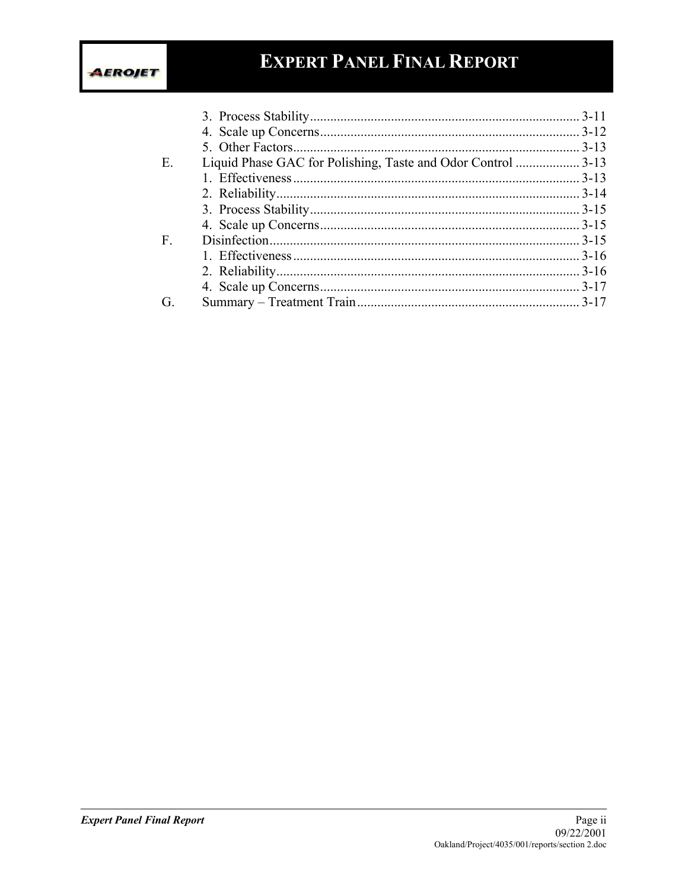3. Process Stability ................................................................................ 3-11
4. Scale up Concerns ............................................................................. 3-12
5. Other Factors ..................................................................................... 3-13

E. Liquid Phase GAC for Polishing, Taste and Odor Control ................... 3-13
1. Effectiveness ..................................................................................... 3-13
2. Reliability .......................................................................................... 3-14
3. Process Stability ................................................................................ 3-15
4. Scale up Concerns ............................................................................. 3-15

F. Disinfection ............................................................................................ 3-15
1. Effectiveness ..................................................................................... 3-16
2. Reliability .......................................................................................... 3-16
4. Scale up Concerns ............................................................................. 3-17

G. Summary – Treatment Train .................................................................. 3-17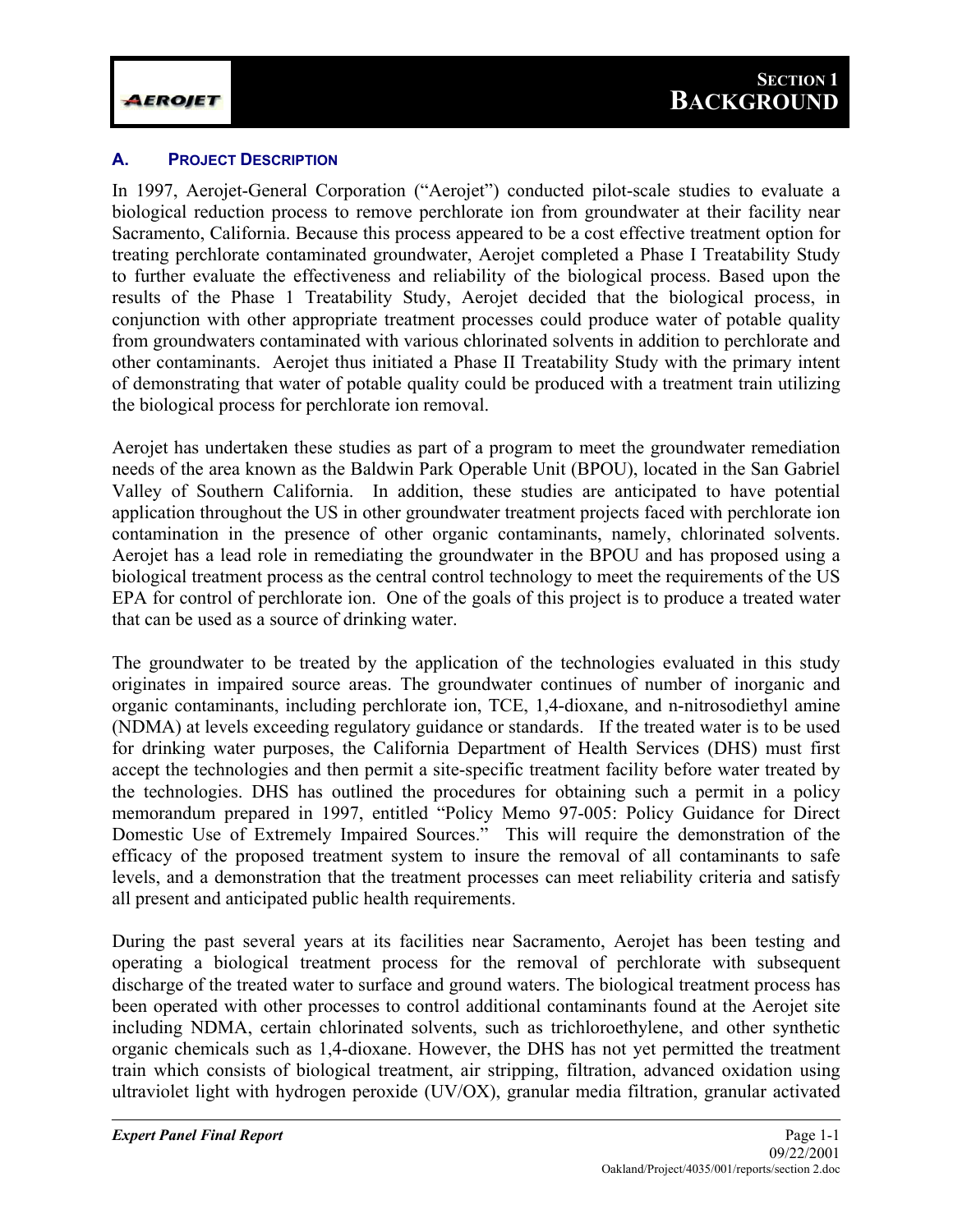# SECTION 1 BACKGROUND

## A. PROJECT DESCRIPTION

In 1997, Aerojet-General Corporation ("Aerojet") conducted pilot-scale studies to evaluate a biological reduction process to remove perchlorate ion from groundwater at their facility near Sacramento, California. Because this process appeared to be a cost effective treatment option for treating perchlorate contaminated groundwater, Aerojet completed a Phase I Treatability Study to further evaluate the effectiveness and reliability of the biological process. Based upon the results of the Phase 1 Treatability Study, Aerojet decided that the biological process, in conjunction with other appropriate treatment processes could produce water of potable quality from groundwaters contaminated with various chlorinated solvents in addition to perchlorate and other contaminants. Aerojet thus initiated a Phase II Treatability Study with the primary intent of demonstrating that water of potable quality could be produced with a treatment train utilizing the biological process for perchlorate ion removal.

Aerojet has undertaken these studies as part of a program to meet the groundwater remediation needs of the area known as the Baldwin Park Operable Unit (BPOU), located in the San Gabriel Valley of Southern California. In addition, these studies are anticipated to have potential application throughout the US in other groundwater treatment projects faced with perchlorate ion contamination in the presence of other organic contaminants, namely, chlorinated solvents. Aerojet has a lead role in remediating the groundwater in the BPOU and has proposed using a biological treatment process as the central control technology to meet the requirements of the US EPA for control of perchlorate ion. One of the goals of this project is to produce a treated water that can be used as a source of drinking water.

The groundwater to be treated by the application of the technologies evaluated in this study originates in impaired source areas. The groundwater continues of number of inorganic and organic contaminants, including perchlorate ion, TCE, 1,4-dioxane, and n-nitrosodiethyl amine (NDMA) at levels exceeding regulatory guidance or standards. If the treated water is to be used for drinking water purposes, the California Department of Health Services (DHS) must first accept the technologies and then permit a site-specific treatment facility before water treated by the technologies. DHS has outlined the procedures for obtaining such a permit in a policy memorandum prepared in 1997, entitled "Policy Memo 97-005: Policy Guidance for Direct Domestic Use of Extremely Impaired Sources." This will require the demonstration of the efficacy of the proposed treatment system to insure the removal of all contaminants to safe levels, and a demonstration that the treatment processes can meet reliability criteria and satisfy all present and anticipated public health requirements.

During the past several years at its facilities near Sacramento, Aerojet has been testing and operating a biological treatment process for the removal of perchlorate with subsequent discharge of the treated water to surface and ground waters. The biological treatment process has been operated with other processes to control additional contaminants found at the Aerojet site including NDMA, certain chlorinated solvents, such as trichloroethylene, and other synthetic organic chemicals such as 1,4-dioxane. However, the DHS has not yet permitted the treatment train which consists of biological treatment, air stripping, filtration, advanced oxidation using ultraviolet light with hydrogen peroxide (UV/OX), granular media filtration, granular activated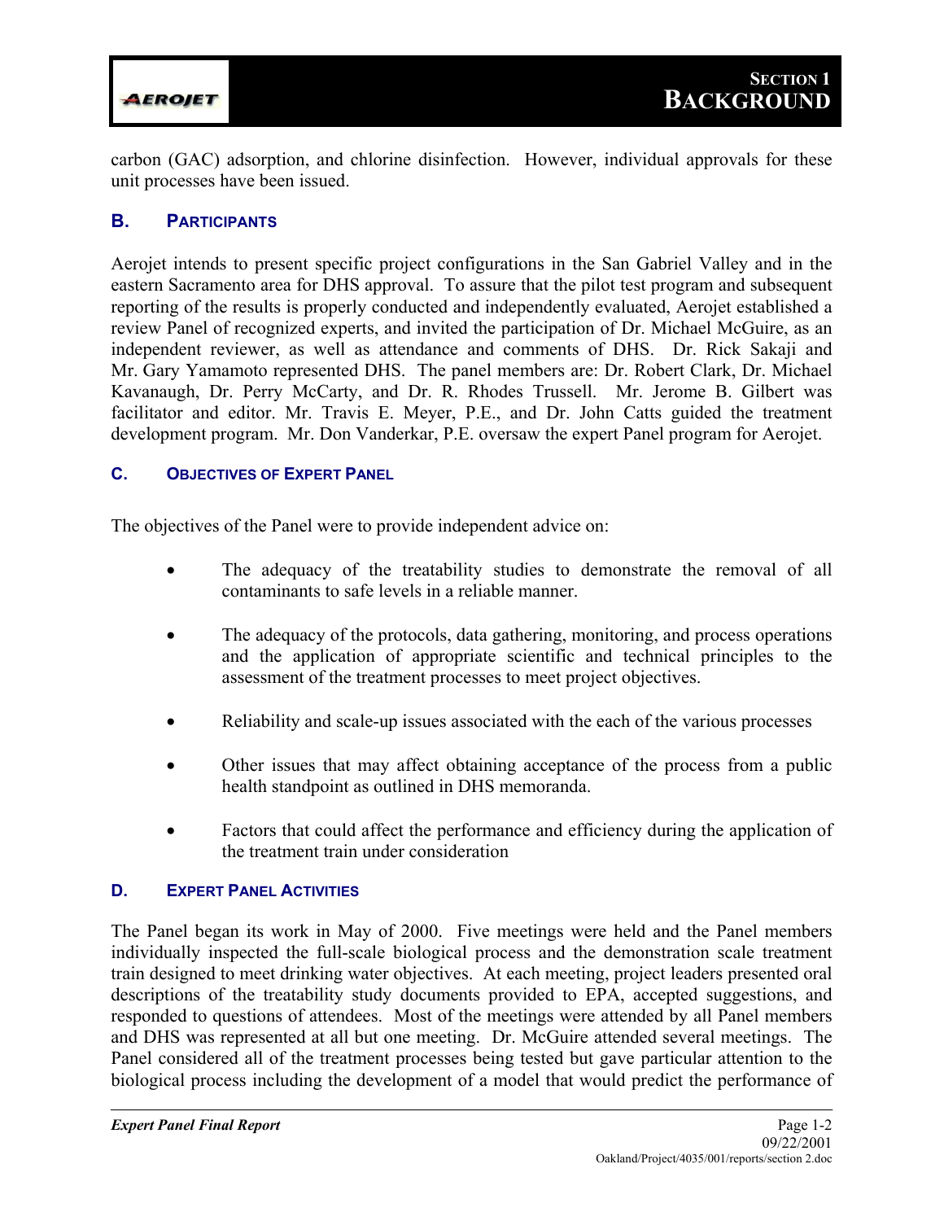carbon (GAC) adsorption, and chlorine disinfection. However, individual approvals for these unit processes have been issued.

## B. PARTICIPANTS

Aerojet intends to present specific project configurations in the San Gabriel Valley and in the eastern Sacramento area for DHS approval. To assure that the pilot test program and subsequent reporting of the results is properly conducted and independently evaluated, Aerojet established a review Panel of recognized experts, and invited the participation of Dr. Michael McGuire, as an independent reviewer, as well as attendance and comments of DHS. Dr. Rick Sakaji and Mr. Gary Yamamoto represented DHS. The panel members are: Dr. Robert Clark, Dr. Michael Kavanaugh, Dr. Perry McCarty, and Dr. R. Rhodes Trussell. Mr. Jerome B. Gilbert was facilitator and editor. Mr. Travis E. Meyer, P.E., and Dr. John Catts guided the treatment development program. Mr. Don Vanderkar, P.E. oversaw the expert Panel program for Aerojet.

## C. OBJECTIVES OF EXPERT PANEL

The objectives of the Panel were to provide independent advice on:

- The adequacy of the treatability studies to demonstrate the removal of all contaminants to safe levels in a reliable manner.
- The adequacy of the protocols, data gathering, monitoring, and process operations and the application of appropriate scientific and technical principles to the assessment of the treatment processes to meet project objectives.
- Reliability and scale-up issues associated with the each of the various processes
- Other issues that may affect obtaining acceptance of the process from a public health standpoint as outlined in DHS memoranda.
- Factors that could affect the performance and efficiency during the application of the treatment train under consideration

## D. EXPERT PANEL ACTIVITIES

The Panel began its work in May of 2000. Five meetings were held and the Panel members individually inspected the full-scale biological process and the demonstration scale treatment train designed to meet drinking water objectives. At each meeting, project leaders presented oral descriptions of the treatability study documents provided to EPA, accepted suggestions, and responded to questions of attendees. Most of the meetings were attended by all Panel members and DHS was represented at all but one meeting. Dr. McGuire attended several meetings. The Panel considered all of the treatment processes being tested but gave particular attention to the biological process including the development of a model that would predict the performance of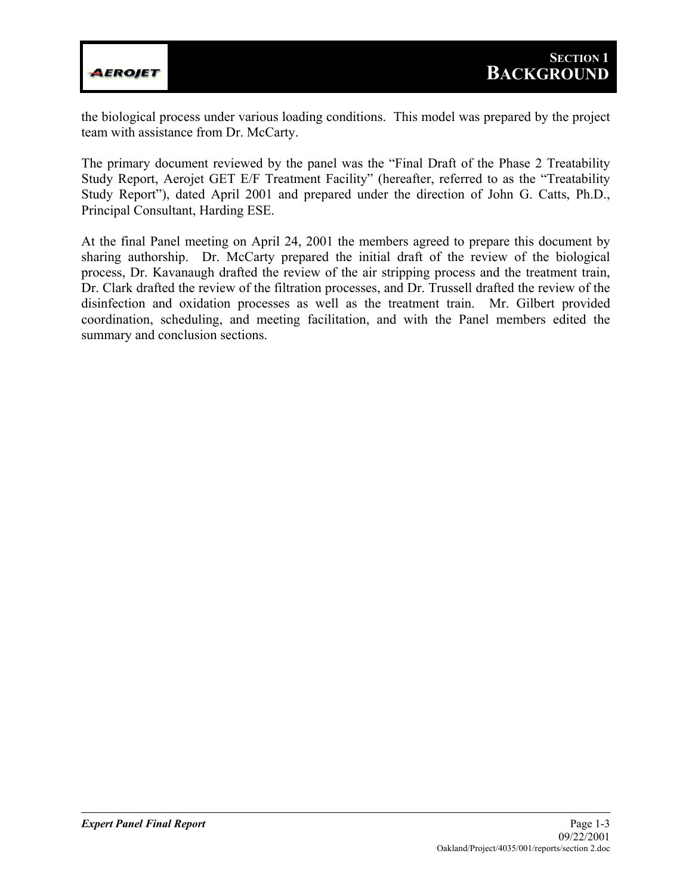the biological process under various loading conditions. This model was prepared by the project team with assistance from Dr. McCarty.

The primary document reviewed by the panel was the "Final Draft of the Phase 2 Treatability Study Report, Aerojet GET E/F Treatment Facility" (hereafter, referred to as the "Treatability Study Report"), dated April 2001 and prepared under the direction of John G. Catts, Ph.D., Principal Consultant, Harding ESE.

At the final Panel meeting on April 24, 2001 the members agreed to prepare this document by sharing authorship. Dr. McCarty prepared the initial draft of the review of the biological process, Dr. Kavanaugh drafted the review of the air stripping process and the treatment train, Dr. Clark drafted the review of the filtration processes, and Dr. Trussell drafted the review of the disinfection and oxidation processes as well as the treatment train. Mr. Gilbert provided coordination, scheduling, and meeting facilitation, and with the Panel members edited the summary and conclusion sections.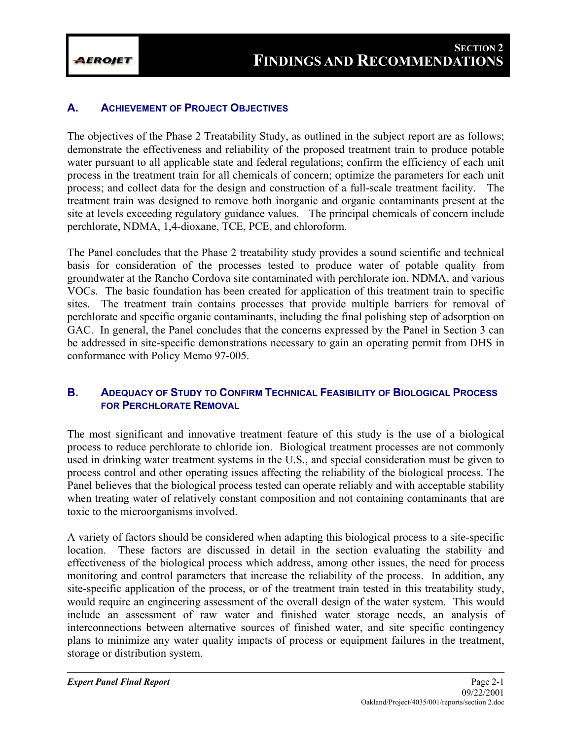# SECTION 2 FINDINGS AND RECOMMENDATIONS

## A. ACHIEVEMENT OF PROJECT OBJECTIVES

The objectives of the Phase 2 Treatability Study, as outlined in the subject report are as follows; demonstrate the effectiveness and reliability of the proposed treatment train to produce potable water pursuant to all applicable state and federal regulations; confirm the efficiency of each unit process in the treatment train for all chemicals of concern; optimize the parameters for each unit process; and collect data for the design and construction of a full-scale treatment facility. The treatment train was designed to remove both inorganic and organic contaminants present at the site at levels exceeding regulatory guidance values. The principal chemicals of concern include perchlorate, NDMA, 1,4-dioxane, TCE, PCE, and chloroform.

The Panel concludes that the Phase 2 treatability study provides a sound scientific and technical basis for consideration of the processes tested to produce water of potable quality from groundwater at the Rancho Cordova site contaminated with perchlorate ion, NDMA, and various VOCs. The basic foundation has been created for application of this treatment train to specific sites. The treatment train contains processes that provide multiple barriers for removal of perchlorate and specific organic contaminants, including the final polishing step of adsorption on GAC. In general, the Panel concludes that the concerns expressed by the Panel in Section 3 can be addressed in site-specific demonstrations necessary to gain an operating permit from DHS in conformance with Policy Memo 97-005.

## B. ADEQUACY OF STUDY TO CONFIRM TECHNICAL FEASIBILITY OF BIOLOGICAL PROCESS FOR PERCHLORATE REMOVAL

The most significant and innovative treatment feature of this study is the use of a biological process to reduce perchlorate to chloride ion. Biological treatment processes are not commonly used in drinking water treatment systems in the U.S., and special consideration must be given to process control and other operating issues affecting the reliability of the biological process. The Panel believes that the biological process tested can operate reliably and with acceptable stability when treating water of relatively constant composition and not containing contaminants that are toxic to the microorganisms involved.

A variety of factors should be considered when adapting this biological process to a site-specific location. These factors are discussed in detail in the section evaluating the stability and effectiveness of the biological process which address, among other issues, the need for process monitoring and control parameters that increase the reliability of the process. In addition, any site-specific application of the process, or of the treatment train tested in this treatability study, would require an engineering assessment of the overall design of the water system. This would include an assessment of raw water and finished water storage needs, an analysis of interconnections between alternative sources of finished water, and site specific contingency plans to minimize any water quality impacts of process or equipment failures in the treatment, storage or distribution system.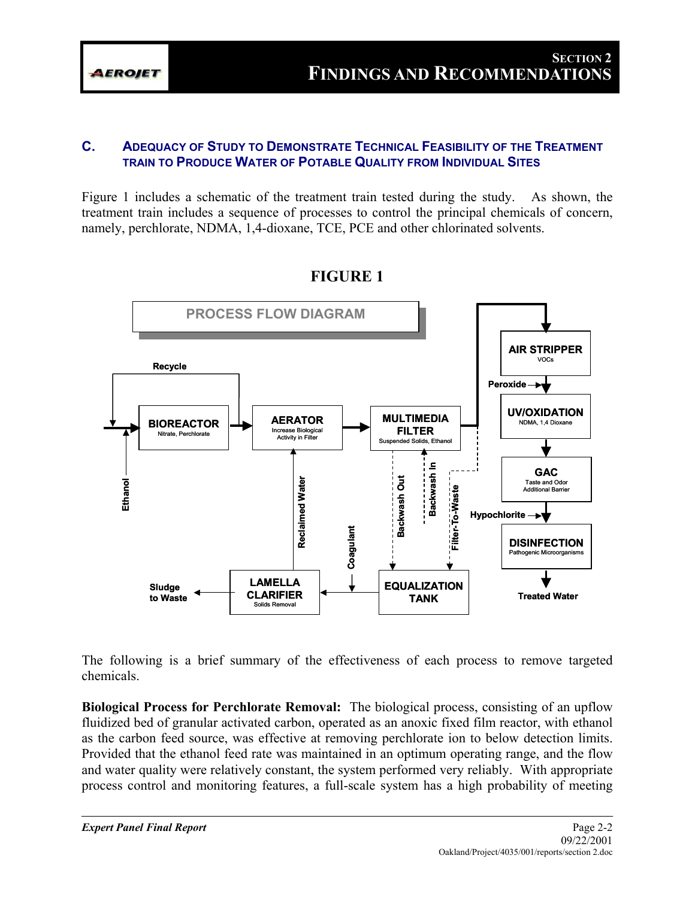### C. Adequacy of Study to Demonstrate Technical Feasibility of the Treatment Train to Produce Water of Potable Quality from Individual Sites

Figure 1 includes a schematic of the treatment train tested during the study. As shown, the treatment train includes a sequence of processes to control the principal chemicals of concern, namely, perchlorate, NDMA, 1,4-dioxane, TCE, PCE and other chlorinated solvents.

**FIGURE 1**

PROCESS FLOW DIAGRAM

The following is a brief summary of the effectiveness of each process to remove targeted chemicals.

**Biological Process for Perchlorate Removal:** The biological process, consisting of an upflow fluidized bed of granular activated carbon, operated as an anoxic fixed film reactor, with ethanol as the carbon feed source, was effective at removing perchlorate ion to below detection limits. Provided that the ethanol feed rate was maintained in an optimum operating range, and the flow and water quality were relatively constant, the system performed very reliably. With appropriate process control and monitoring features, a full-scale system has a high probability of meeting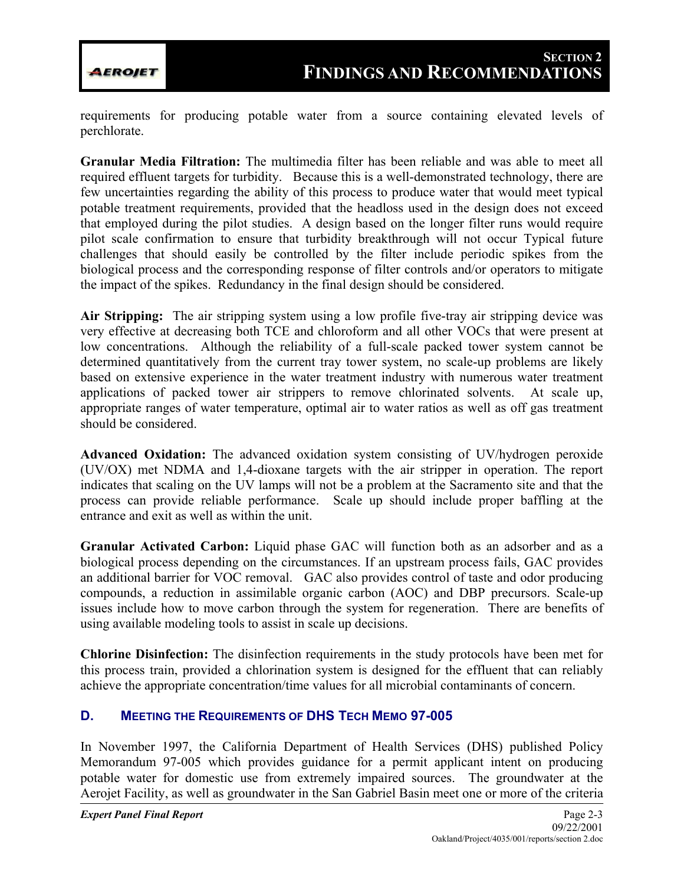requirements for producing potable water from a source containing elevated levels of perchlorate.

**Granular Media Filtration:** The multimedia filter has been reliable and was able to meet all required effluent targets for turbidity. Because this is a well-demonstrated technology, there are few uncertainties regarding the ability of this process to produce water that would meet typical potable treatment requirements, provided that the headloss used in the design does not exceed that employed during the pilot studies. A design based on the longer filter runs would require pilot scale confirmation to ensure that turbidity breakthrough will not occur Typical future challenges that should easily be controlled by the filter include periodic spikes from the biological process and the corresponding response of filter controls and/or operators to mitigate the impact of the spikes. Redundancy in the final design should be considered.

**Air Stripping:** The air stripping system using a low profile five-tray air stripping device was very effective at decreasing both TCE and chloroform and all other VOCs that were present at low concentrations. Although the reliability of a full-scale packed tower system cannot be determined quantitatively from the current tray tower system, no scale-up problems are likely based on extensive experience in the water treatment industry with numerous water treatment applications of packed tower air strippers to remove chlorinated solvents. At scale up, appropriate ranges of water temperature, optimal air to water ratios as well as off gas treatment should be considered.

**Advanced Oxidation:** The advanced oxidation system consisting of UV/hydrogen peroxide (UV/OX) met NDMA and 1,4-dioxane targets with the air stripper in operation. The report indicates that scaling on the UV lamps will not be a problem at the Sacramento site and that the process can provide reliable performance. Scale up should include proper baffling at the entrance and exit as well as within the unit.

**Granular Activated Carbon:** Liquid phase GAC will function both as an adsorber and as a biological process depending on the circumstances. If an upstream process fails, GAC provides an additional barrier for VOC removal. GAC also provides control of taste and odor producing compounds, a reduction in assimilable organic carbon (AOC) and DBP precursors. Scale-up issues include how to move carbon through the system for regeneration. There are benefits of using available modeling tools to assist in scale up decisions.

**Chlorine Disinfection:** The disinfection requirements in the study protocols have been met for this process train, provided a chlorination system is designed for the effluent that can reliably achieve the appropriate concentration/time values for all microbial contaminants of concern.

## D. MEETING THE REQUIREMENTS OF DHS TECH MEMO 97-005

In November 1997, the California Department of Health Services (DHS) published Policy Memorandum 97-005 which provides guidance for a permit applicant intent on producing potable water for domestic use from extremely impaired sources. The groundwater at the Aerojet Facility, as well as groundwater in the San Gabriel Basin meet one or more of the criteria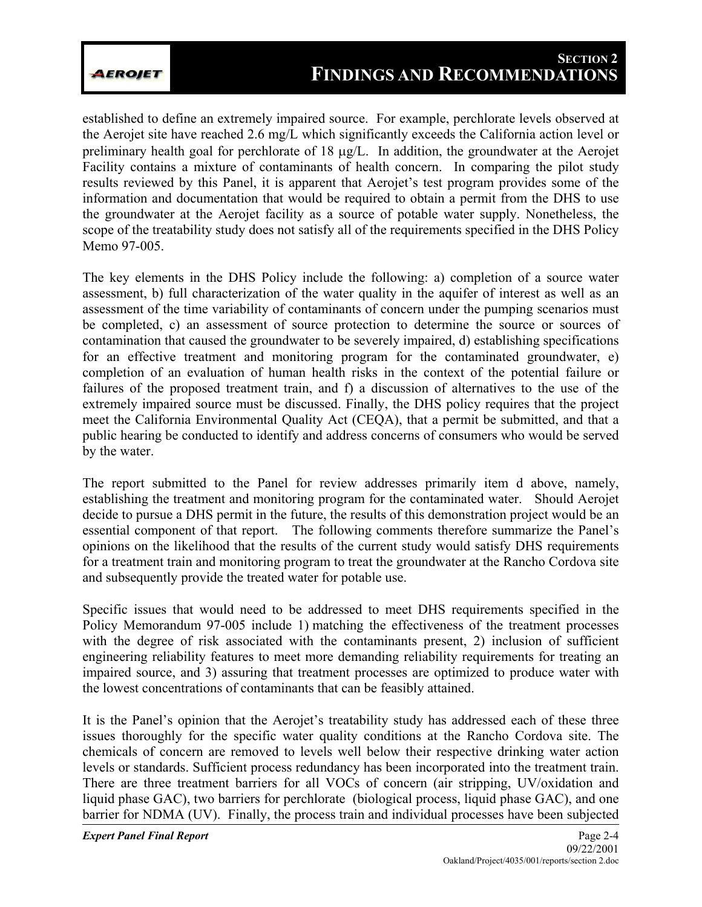established to define an extremely impaired source. For example, perchlorate levels observed at the Aerojet site have reached 2.6 mg/L which significantly exceeds the California action level or preliminary health goal for perchlorate of 18 μg/L. In addition, the groundwater at the Aerojet Facility contains a mixture of contaminants of health concern. In comparing the pilot study results reviewed by this Panel, it is apparent that Aerojet's test program provides some of the information and documentation that would be required to obtain a permit from the DHS to use the groundwater at the Aerojet facility as a source of potable water supply. Nonetheless, the scope of the treatability study does not satisfy all of the requirements specified in the DHS Policy Memo 97-005.

The key elements in the DHS Policy include the following: a) completion of a source water assessment, b) full characterization of the water quality in the aquifer of interest as well as an assessment of the time variability of contaminants of concern under the pumping scenarios must be completed, c) an assessment of source protection to determine the source or sources of contamination that caused the groundwater to be severely impaired, d) establishing specifications for an effective treatment and monitoring program for the contaminated groundwater, e) completion of an evaluation of human health risks in the context of the potential failure or failures of the proposed treatment train, and f) a discussion of alternatives to the use of the extremely impaired source must be discussed. Finally, the DHS policy requires that the project meet the California Environmental Quality Act (CEQA), that a permit be submitted, and that a public hearing be conducted to identify and address concerns of consumers who would be served by the water.

The report submitted to the Panel for review addresses primarily item d above, namely, establishing the treatment and monitoring program for the contaminated water. Should Aerojet decide to pursue a DHS permit in the future, the results of this demonstration project would be an essential component of that report. The following comments therefore summarize the Panel's opinions on the likelihood that the results of the current study would satisfy DHS requirements for a treatment train and monitoring program to treat the groundwater at the Rancho Cordova site and subsequently provide the treated water for potable use.

Specific issues that would need to be addressed to meet DHS requirements specified in the Policy Memorandum 97-005 include 1) matching the effectiveness of the treatment processes with the degree of risk associated with the contaminants present, 2) inclusion of sufficient engineering reliability features to meet more demanding reliability requirements for treating an impaired source, and 3) assuring that treatment processes are optimized to produce water with the lowest concentrations of contaminants that can be feasibly attained.

It is the Panel's opinion that the Aerojet's treatability study has addressed each of these three issues thoroughly for the specific water quality conditions at the Rancho Cordova site. The chemicals of concern are removed to levels well below their respective drinking water action levels or standards. Sufficient process redundancy has been incorporated into the treatment train. There are three treatment barriers for all VOCs of concern (air stripping, UV/oxidation and liquid phase GAC), two barriers for perchlorate (biological process, liquid phase GAC), and one barrier for NDMA (UV). Finally, the process train and individual processes have been subjected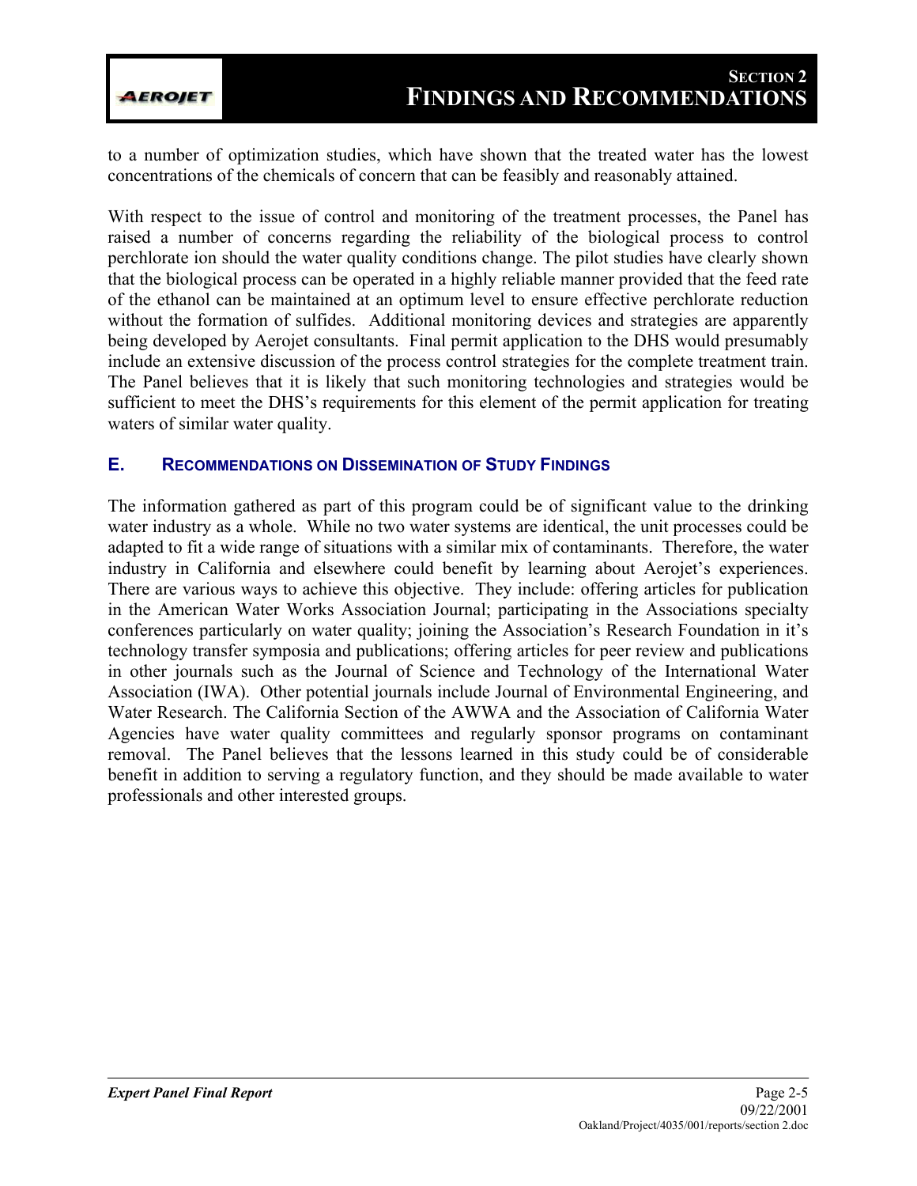to a number of optimization studies, which have shown that the treated water has the lowest concentrations of the chemicals of concern that can be feasibly and reasonably attained.

With respect to the issue of control and monitoring of the treatment processes, the Panel has raised a number of concerns regarding the reliability of the biological process to control perchlorate ion should the water quality conditions change. The pilot studies have clearly shown that the biological process can be operated in a highly reliable manner provided that the feed rate of the ethanol can be maintained at an optimum level to ensure effective perchlorate reduction without the formation of sulfides. Additional monitoring devices and strategies are apparently being developed by Aerojet consultants. Final permit application to the DHS would presumably include an extensive discussion of the process control strategies for the complete treatment train. The Panel believes that it is likely that such monitoring technologies and strategies would be sufficient to meet the DHS's requirements for this element of the permit application for treating waters of similar water quality.

## E. RECOMMENDATIONS ON DISSEMINATION OF STUDY FINDINGS

The information gathered as part of this program could be of significant value to the drinking water industry as a whole. While no two water systems are identical, the unit processes could be adapted to fit a wide range of situations with a similar mix of contaminants. Therefore, the water industry in California and elsewhere could benefit by learning about Aerojet's experiences. There are various ways to achieve this objective. They include: offering articles for publication in the American Water Works Association Journal; participating in the Associations specialty conferences particularly on water quality; joining the Association's Research Foundation in it's technology transfer symposia and publications; offering articles for peer review and publications in other journals such as the Journal of Science and Technology of the International Water Association (IWA). Other potential journals include Journal of Environmental Engineering, and Water Research. The California Section of the AWWA and the Association of California Water Agencies have water quality committees and regularly sponsor programs on contaminant removal. The Panel believes that the lessons learned in this study could be of considerable benefit in addition to serving a regulatory function, and they should be made available to water professionals and other interested groups.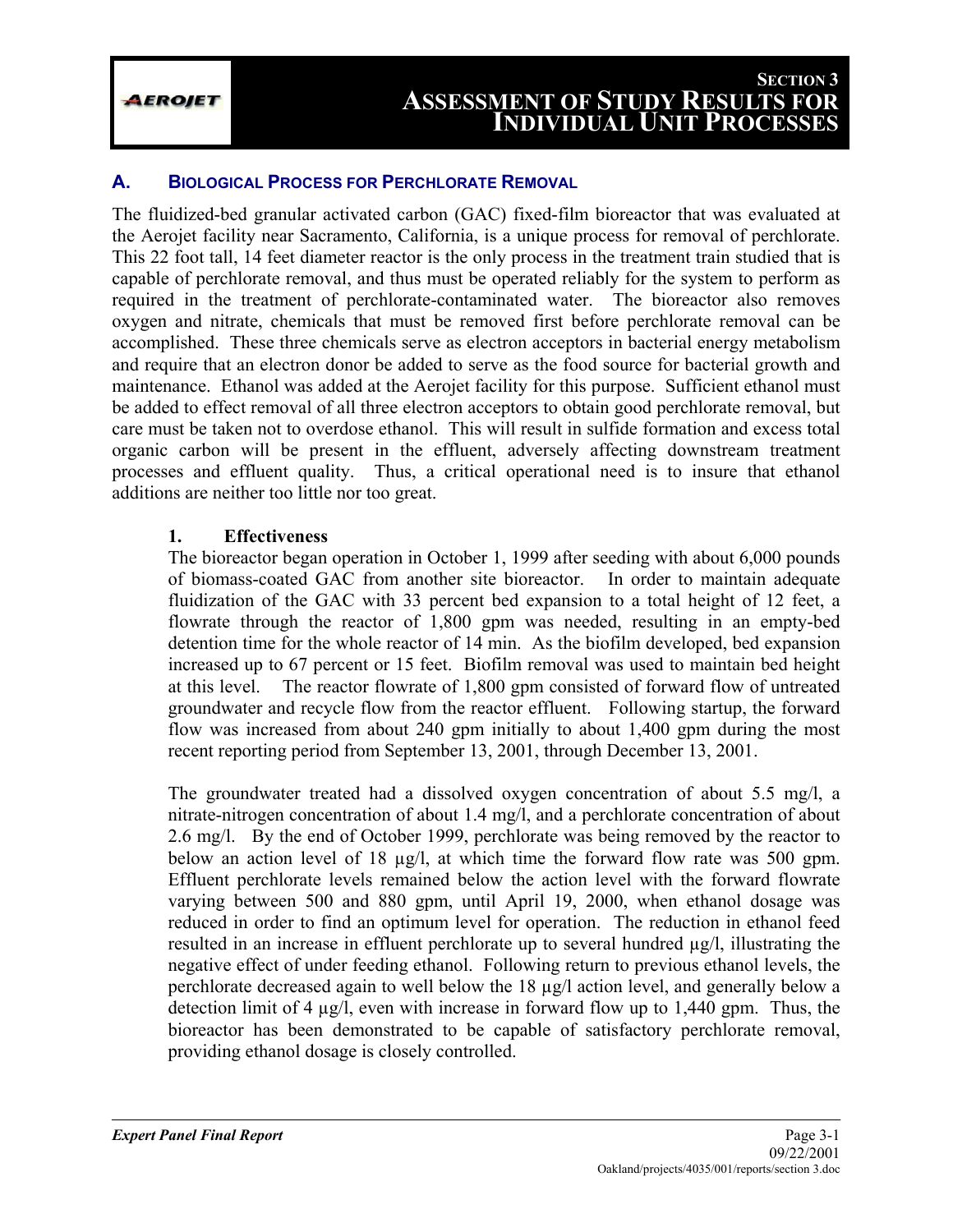# SECTION 3
# ASSESSMENT OF STUDY RESULTS FOR INDIVIDUAL UNIT PROCESSES

## A. BIOLOGICAL PROCESS FOR PERCHLORATE REMOVAL

The fluidized-bed granular activated carbon (GAC) fixed-film bioreactor that was evaluated at the Aerojet facility near Sacramento, California, is a unique process for removal of perchlorate. This 22 foot tall, 14 feet diameter reactor is the only process in the treatment train studied that is capable of perchlorate removal, and thus must be operated reliably for the system to perform as required in the treatment of perchlorate-contaminated water. The bioreactor also removes oxygen and nitrate, chemicals that must be removed first before perchlorate removal can be accomplished. These three chemicals serve as electron acceptors in bacterial energy metabolism and require that an electron donor be added to serve as the food source for bacterial growth and maintenance. Ethanol was added at the Aerojet facility for this purpose. Sufficient ethanol must be added to effect removal of all three electron acceptors to obtain good perchlorate removal, but care must be taken not to overdose ethanol. This will result in sulfide formation and excess total organic carbon will be present in the effluent, adversely affecting downstream treatment processes and effluent quality. Thus, a critical operational need is to insure that ethanol additions are neither too little nor too great.

### 1. Effectiveness

The bioreactor began operation in October 1, 1999 after seeding with about 6,000 pounds of biomass-coated GAC from another site bioreactor. In order to maintain adequate fluidization of the GAC with 33 percent bed expansion to a total height of 12 feet, a flowrate through the reactor of 1,800 gpm was needed, resulting in an empty-bed detention time for the whole reactor of 14 min. As the biofilm developed, bed expansion increased up to 67 percent or 15 feet. Biofilm removal was used to maintain bed height at this level. The reactor flowrate of 1,800 gpm consisted of forward flow of untreated groundwater and recycle flow from the reactor effluent. Following startup, the forward flow was increased from about 240 gpm initially to about 1,400 gpm during the most recent reporting period from September 13, 2001, through December 13, 2001.

The groundwater treated had a dissolved oxygen concentration of about 5.5 mg/l, a nitrate-nitrogen concentration of about 1.4 mg/l, and a perchlorate concentration of about 2.6 mg/l. By the end of October 1999, perchlorate was being removed by the reactor to below an action level of 18 µg/l, at which time the forward flow rate was 500 gpm. Effluent perchlorate levels remained below the action level with the forward flowrate varying between 500 and 880 gpm, until April 19, 2000, when ethanol dosage was reduced in order to find an optimum level for operation. The reduction in ethanol feed resulted in an increase in effluent perchlorate up to several hundred µg/l, illustrating the negative effect of under feeding ethanol. Following return to previous ethanol levels, the perchlorate decreased again to well below the 18 µg/l action level, and generally below a detection limit of 4 µg/l, even with increase in forward flow up to 1,440 gpm. Thus, the bioreactor has been demonstrated to be capable of satisfactory perchlorate removal, providing ethanol dosage is closely controlled.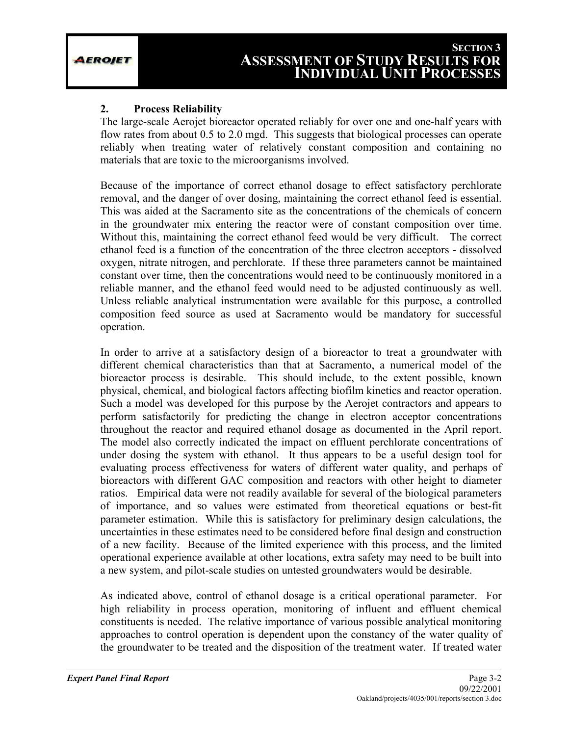### 2. Process Reliability

The large-scale Aerojet bioreactor operated reliably for over one and one-half years with flow rates from about 0.5 to 2.0 mgd. This suggests that biological processes can operate reliably when treating water of relatively constant composition and containing no materials that are toxic to the microorganisms involved.

Because of the importance of correct ethanol dosage to effect satisfactory perchlorate removal, and the danger of over dosing, maintaining the correct ethanol feed is essential. This was aided at the Sacramento site as the concentrations of the chemicals of concern in the groundwater mix entering the reactor were of constant composition over time. Without this, maintaining the correct ethanol feed would be very difficult. The correct ethanol feed is a function of the concentration of the three electron acceptors - dissolved oxygen, nitrate nitrogen, and perchlorate. If these three parameters cannot be maintained constant over time, then the concentrations would need to be continuously monitored in a reliable manner, and the ethanol feed would need to be adjusted continuously as well. Unless reliable analytical instrumentation were available for this purpose, a controlled composition feed source as used at Sacramento would be mandatory for successful operation.

In order to arrive at a satisfactory design of a bioreactor to treat a groundwater with different chemical characteristics than that at Sacramento, a numerical model of the bioreactor process is desirable. This should include, to the extent possible, known physical, chemical, and biological factors affecting biofilm kinetics and reactor operation. Such a model was developed for this purpose by the Aerojet contractors and appears to perform satisfactorily for predicting the change in electron acceptor concentrations throughout the reactor and required ethanol dosage as documented in the April report. The model also correctly indicated the impact on effluent perchlorate concentrations of under dosing the system with ethanol. It thus appears to be a useful design tool for evaluating process effectiveness for waters of different water quality, and perhaps of bioreactors with different GAC composition and reactors with other height to diameter ratios. Empirical data were not readily available for several of the biological parameters of importance, and so values were estimated from theoretical equations or best-fit parameter estimation. While this is satisfactory for preliminary design calculations, the uncertainties in these estimates need to be considered before final design and construction of a new facility. Because of the limited experience with this process, and the limited operational experience available at other locations, extra safety may need to be built into a new system, and pilot-scale studies on untested groundwaters would be desirable.

As indicated above, control of ethanol dosage is a critical operational parameter. For high reliability in process operation, monitoring of influent and effluent chemical constituents is needed. The relative importance of various possible analytical monitoring approaches to control operation is dependent upon the constancy of the water quality of the groundwater to be treated and the disposition of the treatment water. If treated water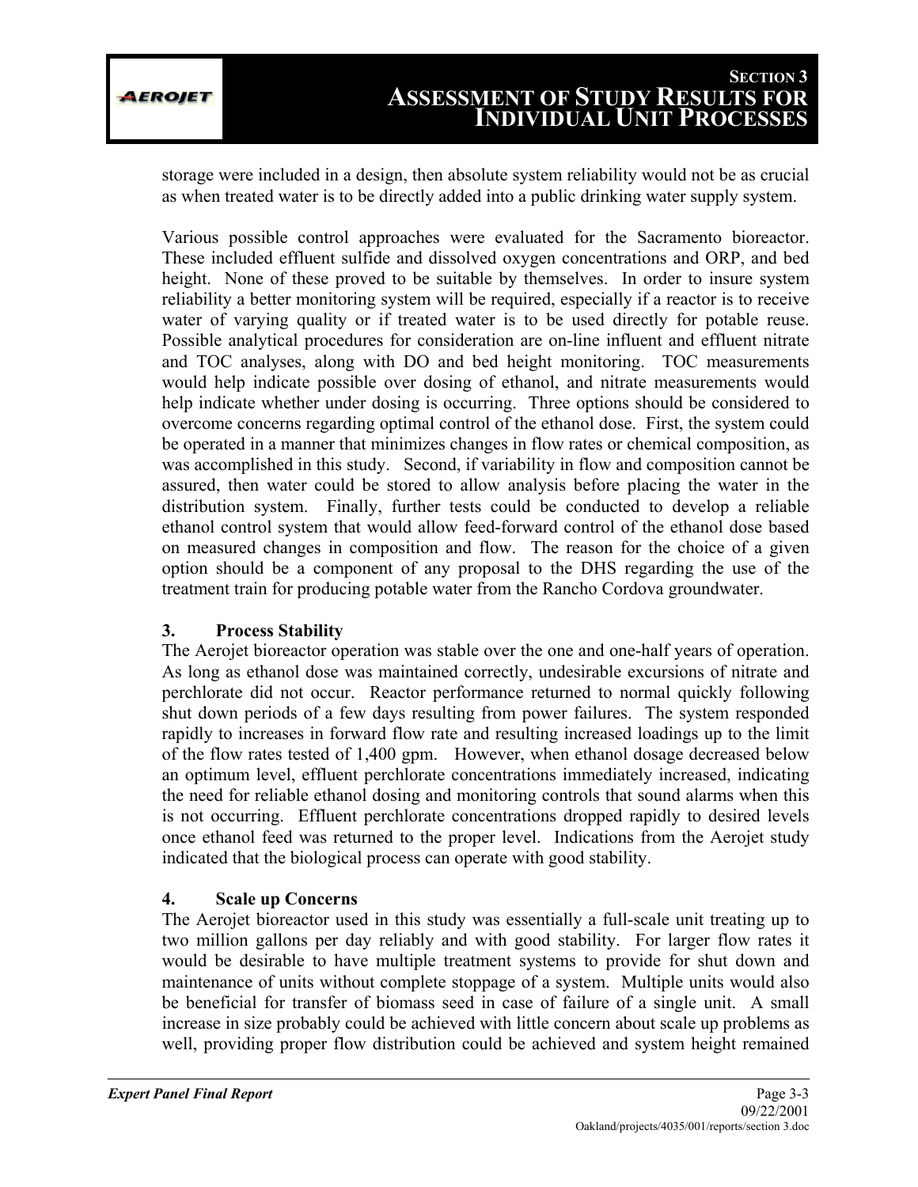storage were included in a design, then absolute system reliability would not be as crucial as when treated water is to be directly added into a public drinking water supply system.

Various possible control approaches were evaluated for the Sacramento bioreactor. These included effluent sulfide and dissolved oxygen concentrations and ORP, and bed height. None of these proved to be suitable by themselves. In order to insure system reliability a better monitoring system will be required, especially if a reactor is to receive water of varying quality or if treated water is to be used directly for potable reuse. Possible analytical procedures for consideration are on-line influent and effluent nitrate and TOC analyses, along with DO and bed height monitoring. TOC measurements would help indicate possible over dosing of ethanol, and nitrate measurements would help indicate whether under dosing is occurring. Three options should be considered to overcome concerns regarding optimal control of the ethanol dose. First, the system could be operated in a manner that minimizes changes in flow rates or chemical composition, as was accomplished in this study. Second, if variability in flow and composition cannot be assured, then water could be stored to allow analysis before placing the water in the distribution system. Finally, further tests could be conducted to develop a reliable ethanol control system that would allow feed-forward control of the ethanol dose based on measured changes in composition and flow. The reason for the choice of a given option should be a component of any proposal to the DHS regarding the use of the treatment train for producing potable water from the Rancho Cordova groundwater.

### 3. Process Stability

The Aerojet bioreactor operation was stable over the one and one-half years of operation. As long as ethanol dose was maintained correctly, undesirable excursions of nitrate and perchlorate did not occur. Reactor performance returned to normal quickly following shut down periods of a few days resulting from power failures. The system responded rapidly to increases in forward flow rate and resulting increased loadings up to the limit of the flow rates tested of 1,400 gpm. However, when ethanol dosage decreased below an optimum level, effluent perchlorate concentrations immediately increased, indicating the need for reliable ethanol dosing and monitoring controls that sound alarms when this is not occurring. Effluent perchlorate concentrations dropped rapidly to desired levels once ethanol feed was returned to the proper level. Indications from the Aerojet study indicated that the biological process can operate with good stability.

### 4. Scale up Concerns

The Aerojet bioreactor used in this study was essentially a full-scale unit treating up to two million gallons per day reliably and with good stability. For larger flow rates it would be desirable to have multiple treatment systems to provide for shut down and maintenance of units without complete stoppage of a system. Multiple units would also be beneficial for transfer of biomass seed in case of failure of a single unit. A small increase in size probably could be achieved with little concern about scale up problems as well, providing proper flow distribution could be achieved and system height remained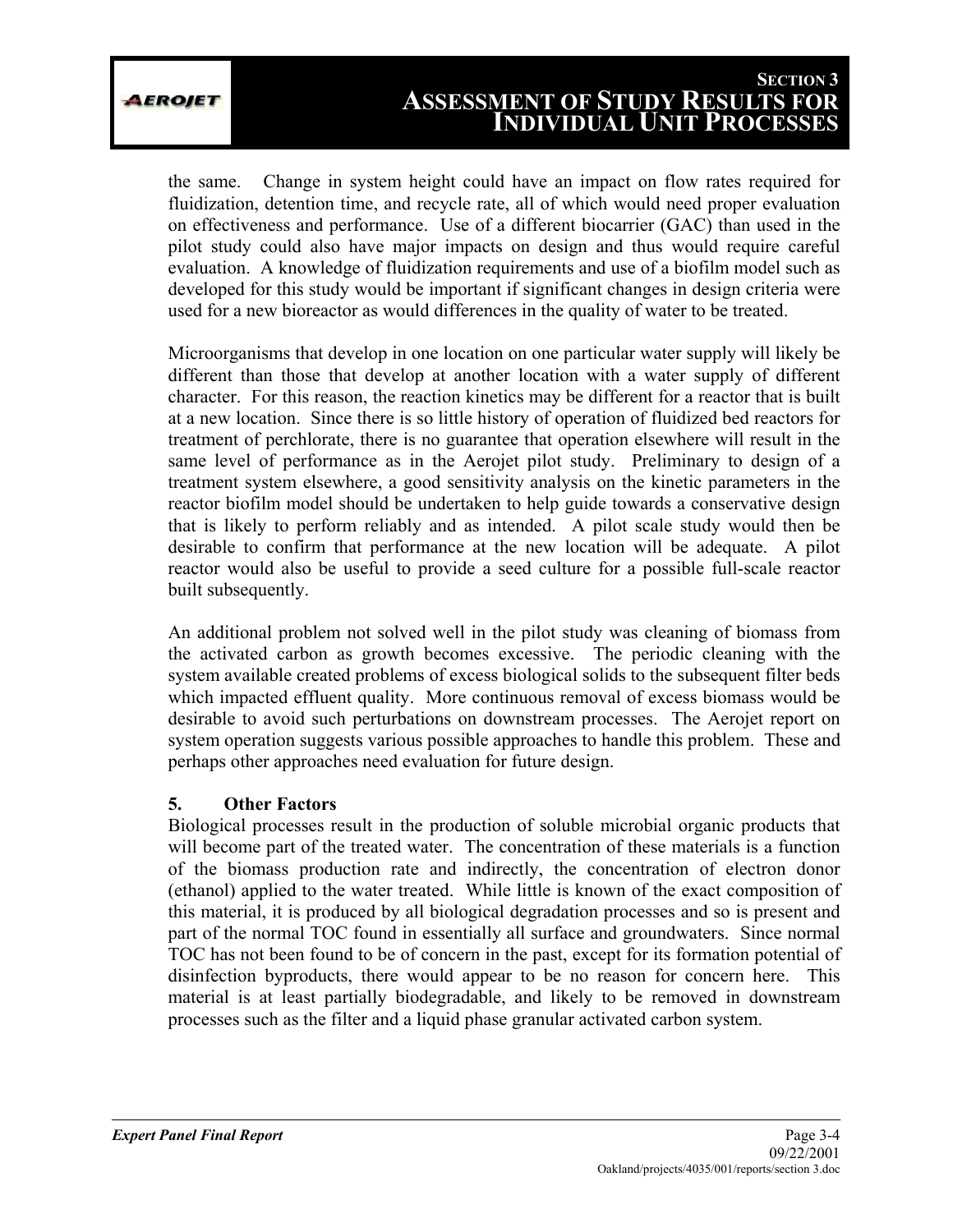the same. Change in system height could have an impact on flow rates required for fluidization, detention time, and recycle rate, all of which would need proper evaluation on effectiveness and performance. Use of a different biocarrier (GAC) than used in the pilot study could also have major impacts on design and thus would require careful evaluation. A knowledge of fluidization requirements and use of a biofilm model such as developed for this study would be important if significant changes in design criteria were used for a new bioreactor as would differences in the quality of water to be treated.

Microorganisms that develop in one location on one particular water supply will likely be different than those that develop at another location with a water supply of different character. For this reason, the reaction kinetics may be different for a reactor that is built at a new location. Since there is so little history of operation of fluidized bed reactors for treatment of perchlorate, there is no guarantee that operation elsewhere will result in the same level of performance as in the Aerojet pilot study. Preliminary to design of a treatment system elsewhere, a good sensitivity analysis on the kinetic parameters in the reactor biofilm model should be undertaken to help guide towards a conservative design that is likely to perform reliably and as intended. A pilot scale study would then be desirable to confirm that performance at the new location will be adequate. A pilot reactor would also be useful to provide a seed culture for a possible full-scale reactor built subsequently.

An additional problem not solved well in the pilot study was cleaning of biomass from the activated carbon as growth becomes excessive. The periodic cleaning with the system available created problems of excess biological solids to the subsequent filter beds which impacted effluent quality. More continuous removal of excess biomass would be desirable to avoid such perturbations on downstream processes. The Aerojet report on system operation suggests various possible approaches to handle this problem. These and perhaps other approaches need evaluation for future design.

**5. Other Factors**

Biological processes result in the production of soluble microbial organic products that will become part of the treated water. The concentration of these materials is a function of the biomass production rate and indirectly, the concentration of electron donor (ethanol) applied to the water treated. While little is known of the exact composition of this material, it is produced by all biological degradation processes and so is present and part of the normal TOC found in essentially all surface and groundwaters. Since normal TOC has not been found to be of concern in the past, except for its formation potential of disinfection byproducts, there would appear to be no reason for concern here. This material is at least partially biodegradable, and likely to be removed in downstream processes such as the filter and a liquid phase granular activated carbon system.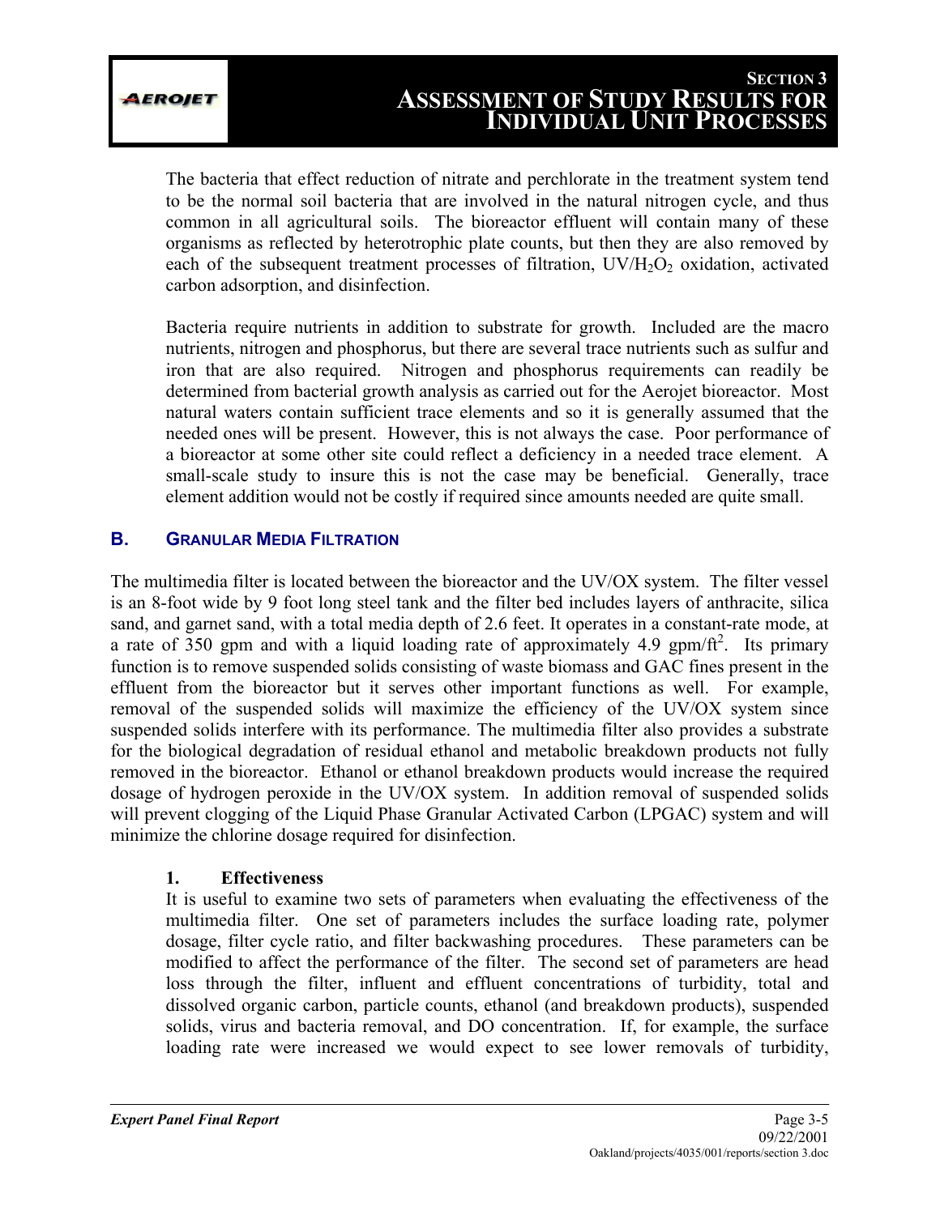The bacteria that effect reduction of nitrate and perchlorate in the treatment system tend to be the normal soil bacteria that are involved in the natural nitrogen cycle, and thus common in all agricultural soils. The bioreactor effluent will contain many of these organisms as reflected by heterotrophic plate counts, but then they are also removed by each of the subsequent treatment processes of filtration, UV/$H_2O_2$ oxidation, activated carbon adsorption, and disinfection.

Bacteria require nutrients in addition to substrate for growth. Included are the macro nutrients, nitrogen and phosphorus, but there are several trace nutrients such as sulfur and iron that are also required. Nitrogen and phosphorus requirements can readily be determined from bacterial growth analysis as carried out for the Aerojet bioreactor. Most natural waters contain sufficient trace elements and so it is generally assumed that the needed ones will be present. However, this is not always the case. Poor performance of a bioreactor at some other site could reflect a deficiency in a needed trace element. A small-scale study to insure this is not the case may be beneficial. Generally, trace element addition would not be costly if required since amounts needed are quite small.

## B. GRANULAR MEDIA FILTRATION

The multimedia filter is located between the bioreactor and the UV/OX system. The filter vessel is an 8-foot wide by 9 foot long steel tank and the filter bed includes layers of anthracite, silica sand, and garnet sand, with a total media depth of 2.6 feet. It operates in a constant-rate mode, at a rate of 350 gpm and with a liquid loading rate of approximately 4.9 gpm/ft$^2$. Its primary function is to remove suspended solids consisting of waste biomass and GAC fines present in the effluent from the bioreactor but it serves other important functions as well. For example, removal of the suspended solids will maximize the efficiency of the UV/OX system since suspended solids interfere with its performance. The multimedia filter also provides a substrate for the biological degradation of residual ethanol and metabolic breakdown products not fully removed in the bioreactor. Ethanol or ethanol breakdown products would increase the required dosage of hydrogen peroxide in the UV/OX system. In addition removal of suspended solids will prevent clogging of the Liquid Phase Granular Activated Carbon (LPGAC) system and will minimize the chlorine dosage required for disinfection.

### 1. Effectiveness

It is useful to examine two sets of parameters when evaluating the effectiveness of the multimedia filter. One set of parameters includes the surface loading rate, polymer dosage, filter cycle ratio, and filter backwashing procedures. These parameters can be modified to affect the performance of the filter. The second set of parameters are head loss through the filter, influent and effluent concentrations of turbidity, total and dissolved organic carbon, particle counts, ethanol (and breakdown products), suspended solids, virus and bacteria removal, and DO concentration. If, for example, the surface loading rate were increased we would expect to see lower removals of turbidity,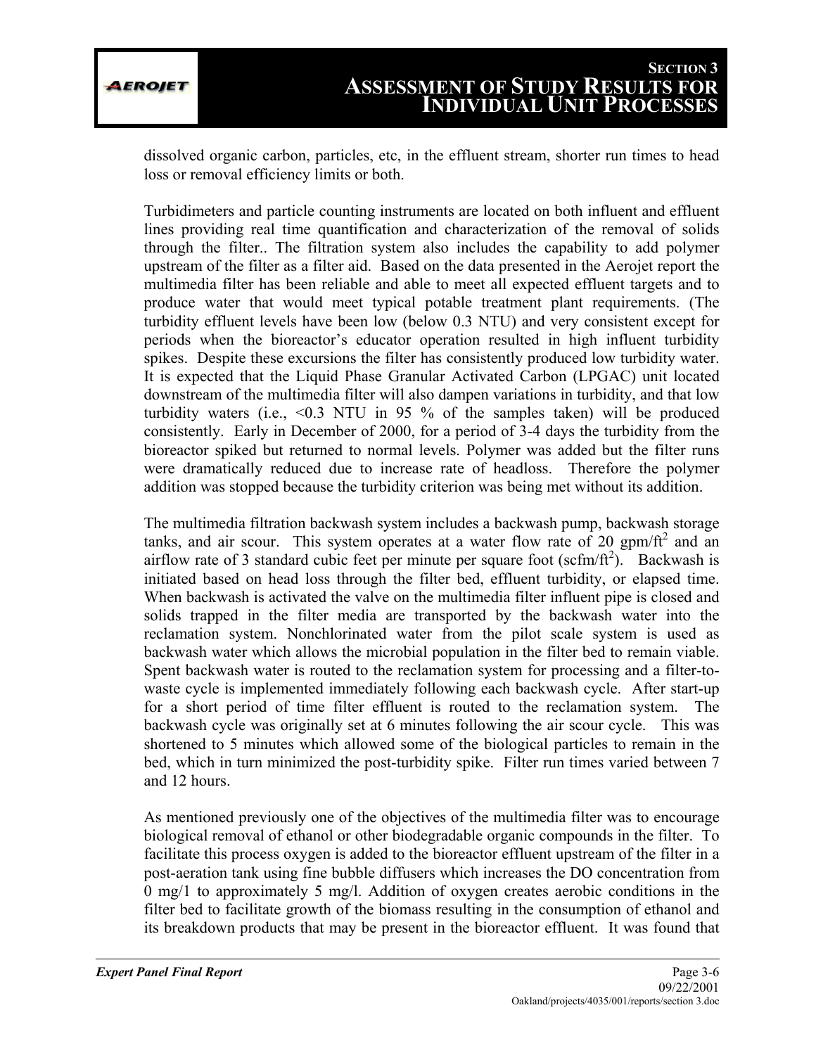dissolved organic carbon, particles, etc, in the effluent stream, shorter run times to head loss or removal efficiency limits or both.

Turbidimeters and particle counting instruments are located on both influent and effluent lines providing real time quantification and characterization of the removal of solids through the filter.. The filtration system also includes the capability to add polymer upstream of the filter as a filter aid. Based on the data presented in the Aerojet report the multimedia filter has been reliable and able to meet all expected effluent targets and to produce water that would meet typical potable treatment plant requirements. (The turbidity effluent levels have been low (below 0.3 NTU) and very consistent except for periods when the bioreactor's educator operation resulted in high influent turbidity spikes. Despite these excursions the filter has consistently produced low turbidity water. It is expected that the Liquid Phase Granular Activated Carbon (LPGAC) unit located downstream of the multimedia filter will also dampen variations in turbidity, and that low turbidity waters (i.e., <0.3 NTU in 95 % of the samples taken) will be produced consistently. Early in December of 2000, for a period of 3-4 days the turbidity from the bioreactor spiked but returned to normal levels. Polymer was added but the filter runs were dramatically reduced due to increase rate of headloss. Therefore the polymer addition was stopped because the turbidity criterion was being met without its addition.

The multimedia filtration backwash system includes a backwash pump, backwash storage tanks, and air scour. This system operates at a water flow rate of 20 gpm/ft$^2$ and an airflow rate of 3 standard cubic feet per minute per square foot (scfm/ft$^2$). Backwash is initiated based on head loss through the filter bed, effluent turbidity, or elapsed time. When backwash is activated the valve on the multimedia filter influent pipe is closed and solids trapped in the filter media are transported by the backwash water into the reclamation system. Nonchlorinated water from the pilot scale system is used as backwash water which allows the microbial population in the filter bed to remain viable. Spent backwash water is routed to the reclamation system for processing and a filter-to-waste cycle is implemented immediately following each backwash cycle. After start-up for a short period of time filter effluent is routed to the reclamation system. The backwash cycle was originally set at 6 minutes following the air scour cycle. This was shortened to 5 minutes which allowed some of the biological particles to remain in the bed, which in turn minimized the post-turbidity spike. Filter run times varied between 7 and 12 hours.

As mentioned previously one of the objectives of the multimedia filter was to encourage biological removal of ethanol or other biodegradable organic compounds in the filter. To facilitate this process oxygen is added to the bioreactor effluent upstream of the filter in a post-aeration tank using fine bubble diffusers which increases the DO concentration from 0 mg/1 to approximately 5 mg/l. Addition of oxygen creates aerobic conditions in the filter bed to facilitate growth of the biomass resulting in the consumption of ethanol and its breakdown products that may be present in the bioreactor effluent. It was found that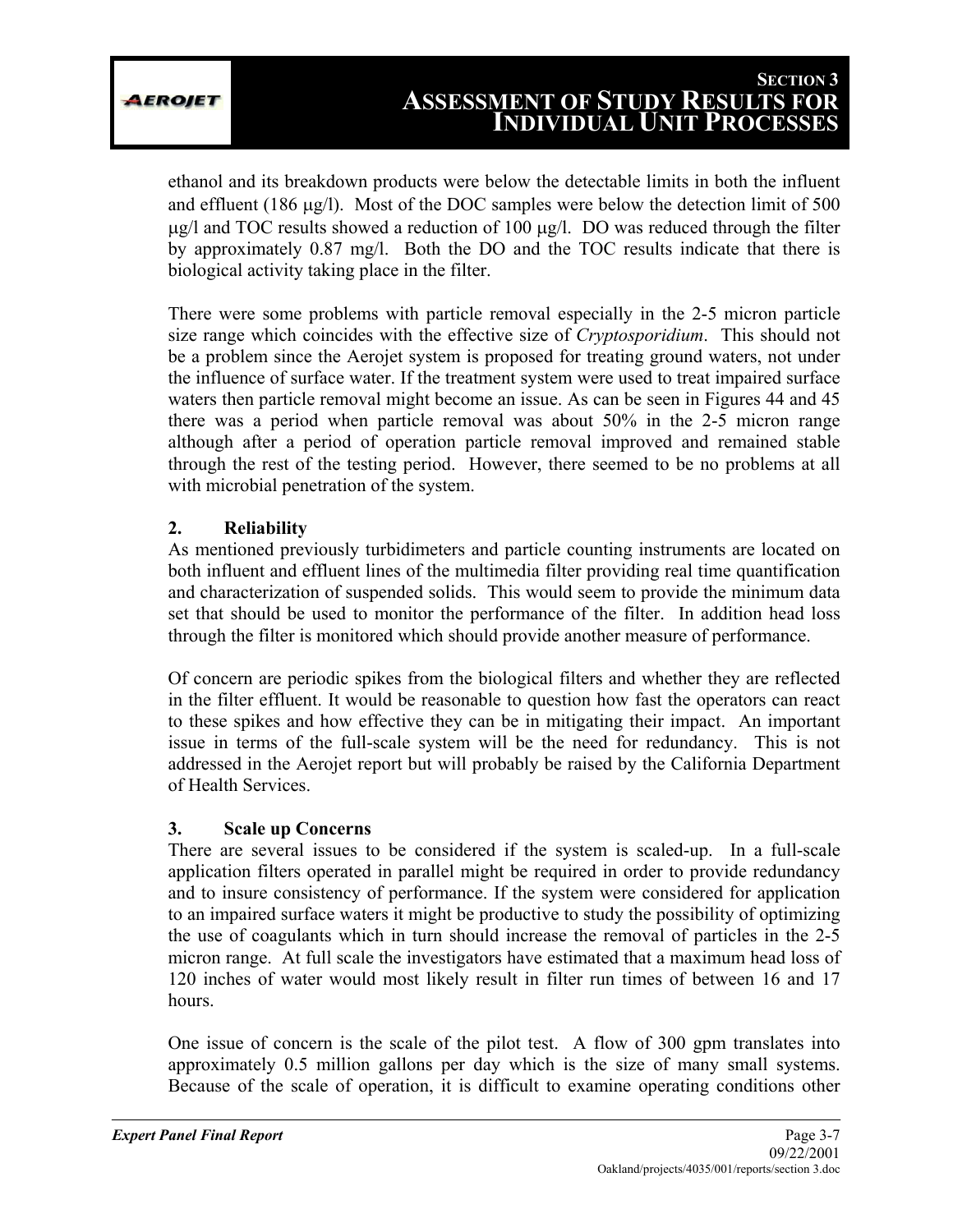ethanol and its breakdown products were below the detectable limits in both the influent and effluent (186 μg/l). Most of the DOC samples were below the detection limit of 500 μg/l and TOC results showed a reduction of 100 μg/l. DO was reduced through the filter by approximately 0.87 mg/l. Both the DO and the TOC results indicate that there is biological activity taking place in the filter.

There were some problems with particle removal especially in the 2-5 micron particle size range which coincides with the effective size of *Cryptosporidium*. This should not be a problem since the Aerojet system is proposed for treating ground waters, not under the influence of surface water. If the treatment system were used to treat impaired surface waters then particle removal might become an issue. As can be seen in Figures 44 and 45 there was a period when particle removal was about 50% in the 2-5 micron range although after a period of operation particle removal improved and remained stable through the rest of the testing period. However, there seemed to be no problems at all with microbial penetration of the system.

### 2. Reliability

As mentioned previously turbidimeters and particle counting instruments are located on both influent and effluent lines of the multimedia filter providing real time quantification and characterization of suspended solids. This would seem to provide the minimum data set that should be used to monitor the performance of the filter. In addition head loss through the filter is monitored which should provide another measure of performance.

Of concern are periodic spikes from the biological filters and whether they are reflected in the filter effluent. It would be reasonable to question how fast the operators can react to these spikes and how effective they can be in mitigating their impact. An important issue in terms of the full-scale system will be the need for redundancy. This is not addressed in the Aerojet report but will probably be raised by the California Department of Health Services.

### 3. Scale up Concerns

There are several issues to be considered if the system is scaled-up. In a full-scale application filters operated in parallel might be required in order to provide redundancy and to insure consistency of performance. If the system were considered for application to an impaired surface waters it might be productive to study the possibility of optimizing the use of coagulants which in turn should increase the removal of particles in the 2-5 micron range. At full scale the investigators have estimated that a maximum head loss of 120 inches of water would most likely result in filter run times of between 16 and 17 hours.

One issue of concern is the scale of the pilot test. A flow of 300 gpm translates into approximately 0.5 million gallons per day which is the size of many small systems. Because of the scale of operation, it is difficult to examine operating conditions other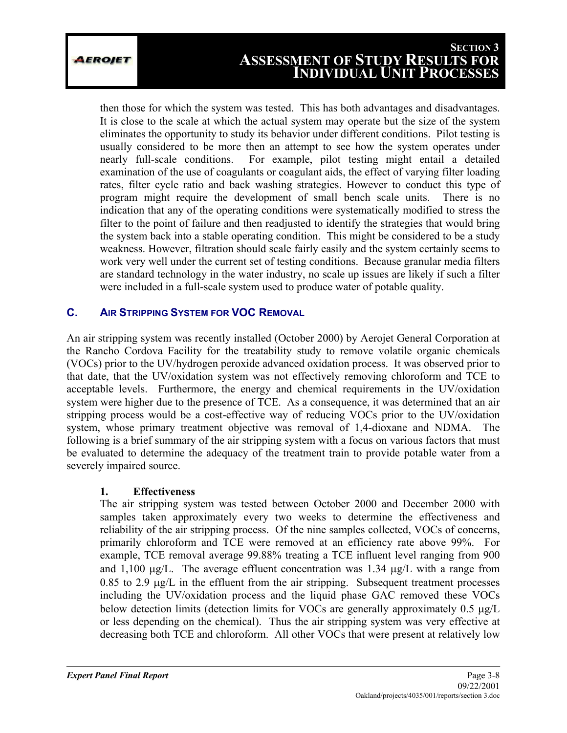then those for which the system was tested. This has both advantages and disadvantages. It is close to the scale at which the actual system may operate but the size of the system eliminates the opportunity to study its behavior under different conditions. Pilot testing is usually considered to be more then an attempt to see how the system operates under nearly full-scale conditions. For example, pilot testing might entail a detailed examination of the use of coagulants or coagulant aids, the effect of varying filter loading rates, filter cycle ratio and back washing strategies. However to conduct this type of program might require the development of small bench scale units. There is no indication that any of the operating conditions were systematically modified to stress the filter to the point of failure and then readjusted to identify the strategies that would bring the system back into a stable operating condition. This might be considered to be a study weakness. However, filtration should scale fairly easily and the system certainly seems to work very well under the current set of testing conditions. Because granular media filters are standard technology in the water industry, no scale up issues are likely if such a filter were included in a full-scale system used to produce water of potable quality.

## C. AIR STRIPPING SYSTEM FOR VOC REMOVAL

An air stripping system was recently installed (October 2000) by Aerojet General Corporation at the Rancho Cordova Facility for the treatability study to remove volatile organic chemicals (VOCs) prior to the UV/hydrogen peroxide advanced oxidation process. It was observed prior to that date, that the UV/oxidation system was not effectively removing chloroform and TCE to acceptable levels. Furthermore, the energy and chemical requirements in the UV/oxidation system were higher due to the presence of TCE. As a consequence, it was determined that an air stripping process would be a cost-effective way of reducing VOCs prior to the UV/oxidation system, whose primary treatment objective was removal of 1,4-dioxane and NDMA. The following is a brief summary of the air stripping system with a focus on various factors that must be evaluated to determine the adequacy of the treatment train to provide potable water from a severely impaired source.

### 1. Effectiveness

The air stripping system was tested between October 2000 and December 2000 with samples taken approximately every two weeks to determine the effectiveness and reliability of the air stripping process. Of the nine samples collected, VOCs of concerns, primarily chloroform and TCE were removed at an efficiency rate above 99%. For example, TCE removal average 99.88% treating a TCE influent level ranging from 900 and 1,100 μg/L. The average effluent concentration was 1.34 μg/L with a range from 0.85 to 2.9 μg/L in the effluent from the air stripping. Subsequent treatment processes including the UV/oxidation process and the liquid phase GAC removed these VOCs below detection limits (detection limits for VOCs are generally approximately 0.5 μg/L or less depending on the chemical). Thus the air stripping system was very effective at decreasing both TCE and chloroform. All other VOCs that were present at relatively low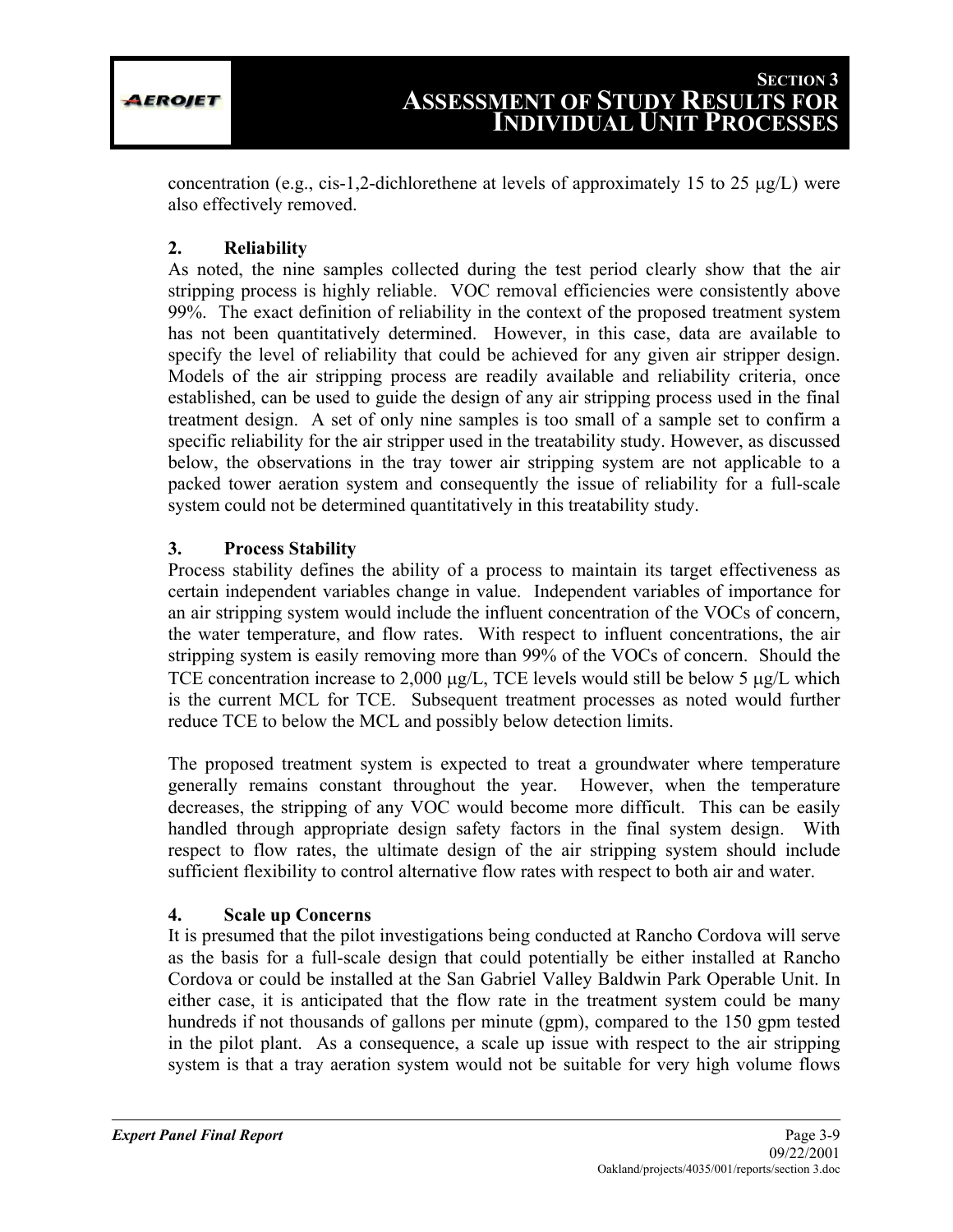concentration (e.g., cis-1,2-dichlorethene at levels of approximately 15 to 25 μg/L) were also effectively removed.

**2. Reliability**

As noted, the nine samples collected during the test period clearly show that the air stripping process is highly reliable. VOC removal efficiencies were consistently above 99%. The exact definition of reliability in the context of the proposed treatment system has not been quantitatively determined. However, in this case, data are available to specify the level of reliability that could be achieved for any given air stripper design. Models of the air stripping process are readily available and reliability criteria, once established, can be used to guide the design of any air stripping process used in the final treatment design. A set of only nine samples is too small of a sample set to confirm a specific reliability for the air stripper used in the treatability study. However, as discussed below, the observations in the tray tower air stripping system are not applicable to a packed tower aeration system and consequently the issue of reliability for a full-scale system could not be determined quantitatively in this treatability study.

**3. Process Stability**

Process stability defines the ability of a process to maintain its target effectiveness as certain independent variables change in value. Independent variables of importance for an air stripping system would include the influent concentration of the VOCs of concern, the water temperature, and flow rates. With respect to influent concentrations, the air stripping system is easily removing more than 99% of the VOCs of concern. Should the TCE concentration increase to 2,000 μg/L, TCE levels would still be below 5 μg/L which is the current MCL for TCE. Subsequent treatment processes as noted would further reduce TCE to below the MCL and possibly below detection limits.

The proposed treatment system is expected to treat a groundwater where temperature generally remains constant throughout the year. However, when the temperature decreases, the stripping of any VOC would become more difficult. This can be easily handled through appropriate design safety factors in the final system design. With respect to flow rates, the ultimate design of the air stripping system should include sufficient flexibility to control alternative flow rates with respect to both air and water.

**4. Scale up Concerns**

It is presumed that the pilot investigations being conducted at Rancho Cordova will serve as the basis for a full-scale design that could potentially be either installed at Rancho Cordova or could be installed at the San Gabriel Valley Baldwin Park Operable Unit. In either case, it is anticipated that the flow rate in the treatment system could be many hundreds if not thousands of gallons per minute (gpm), compared to the 150 gpm tested in the pilot plant. As a consequence, a scale up issue with respect to the air stripping system is that a tray aeration system would not be suitable for very high volume flows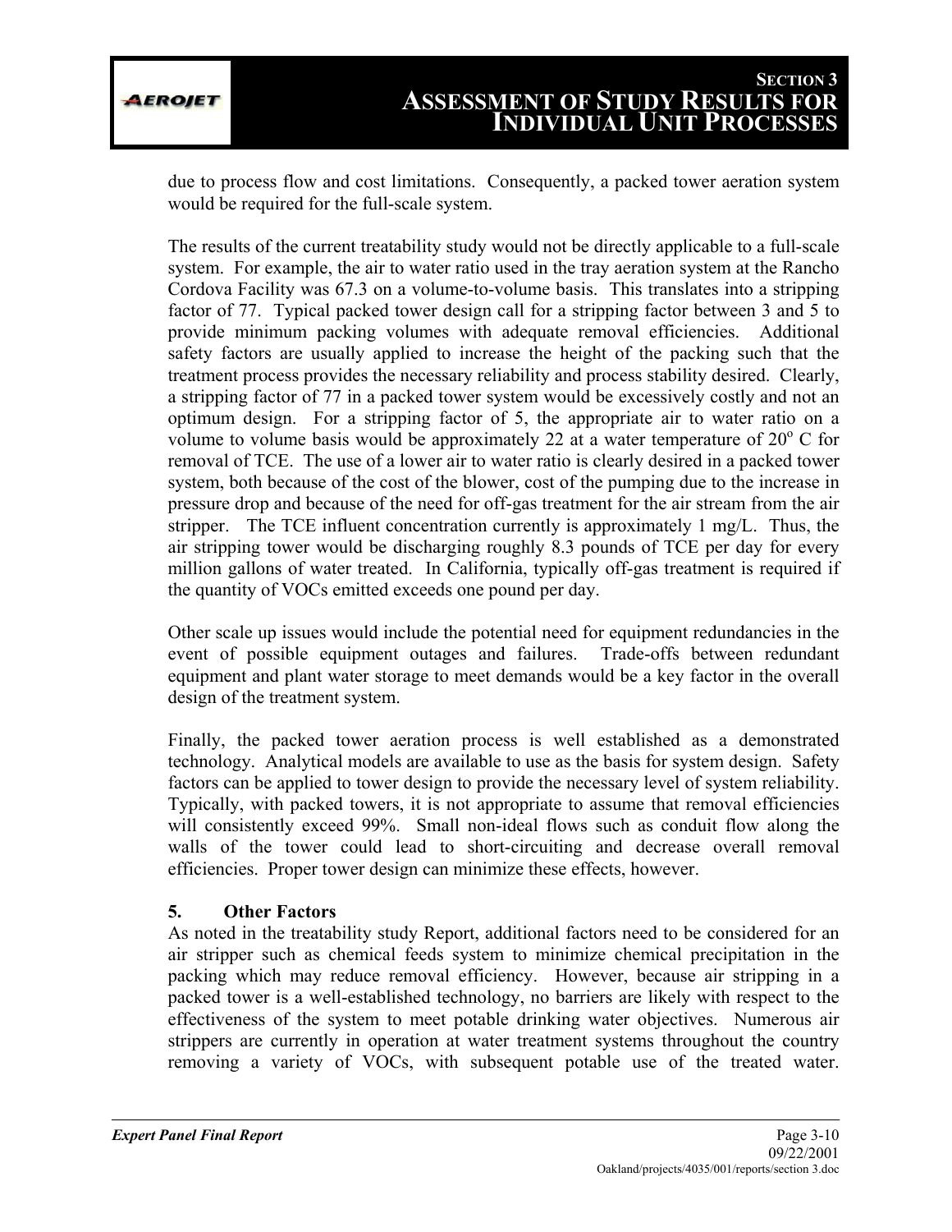due to process flow and cost limitations. Consequently, a packed tower aeration system would be required for the full-scale system.

The results of the current treatability study would not be directly applicable to a full-scale system. For example, the air to water ratio used in the tray aeration system at the Rancho Cordova Facility was 67.3 on a volume-to-volume basis. This translates into a stripping factor of 77. Typical packed tower design call for a stripping factor between 3 and 5 to provide minimum packing volumes with adequate removal efficiencies. Additional safety factors are usually applied to increase the height of the packing such that the treatment process provides the necessary reliability and process stability desired. Clearly, a stripping factor of 77 in a packed tower system would be excessively costly and not an optimum design. For a stripping factor of 5, the appropriate air to water ratio on a volume to volume basis would be approximately 22 at a water temperature of $20^{o}$ C for removal of TCE. The use of a lower air to water ratio is clearly desired in a packed tower system, both because of the cost of the blower, cost of the pumping due to the increase in pressure drop and because of the need for off-gas treatment for the air stream from the air stripper. The TCE influent concentration currently is approximately 1 mg/L. Thus, the air stripping tower would be discharging roughly 8.3 pounds of TCE per day for every million gallons of water treated. In California, typically off-gas treatment is required if the quantity of VOCs emitted exceeds one pound per day.

Other scale up issues would include the potential need for equipment redundancies in the event of possible equipment outages and failures. Trade-offs between redundant equipment and plant water storage to meet demands would be a key factor in the overall design of the treatment system.

Finally, the packed tower aeration process is well established as a demonstrated technology. Analytical models are available to use as the basis for system design. Safety factors can be applied to tower design to provide the necessary level of system reliability. Typically, with packed towers, it is not appropriate to assume that removal efficiencies will consistently exceed 99%. Small non-ideal flows such as conduit flow along the walls of the tower could lead to short-circuiting and decrease overall removal efficiencies. Proper tower design can minimize these effects, however.

### 5. Other Factors

As noted in the treatability study Report, additional factors need to be considered for an air stripper such as chemical feeds system to minimize chemical precipitation in the packing which may reduce removal efficiency. However, because air stripping in a packed tower is a well-established technology, no barriers are likely with respect to the effectiveness of the system to meet potable drinking water objectives. Numerous air strippers are currently in operation at water treatment systems throughout the country removing a variety of VOCs, with subsequent potable use of the treated water.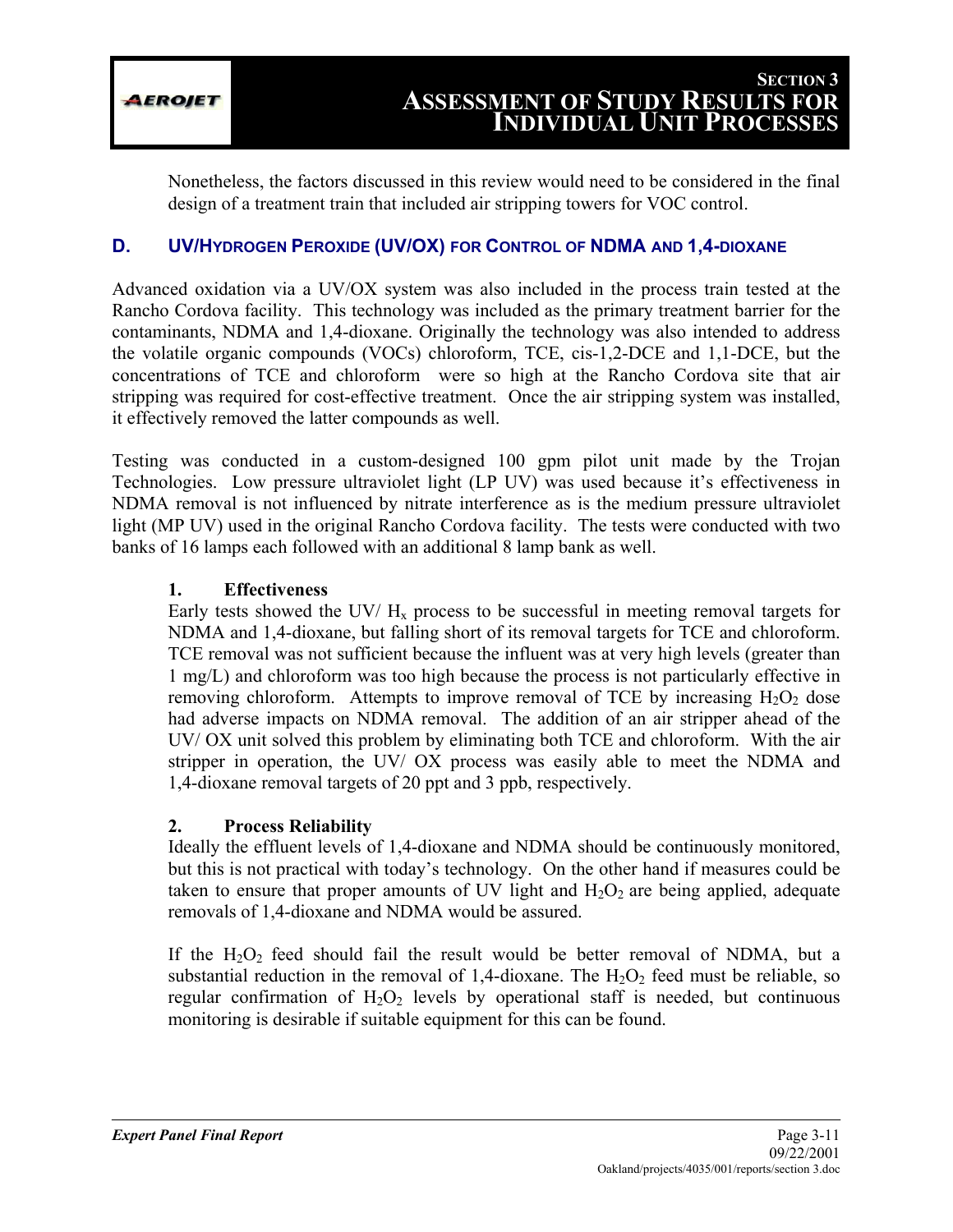Nonetheless, the factors discussed in this review would need to be considered in the final design of a treatment train that included air stripping towers for VOC control.

## D. UV/HYDROGEN PEROXIDE (UV/OX) FOR CONTROL OF NDMA AND 1,4-DIOXANE

Advanced oxidation via a UV/OX system was also included in the process train tested at the Rancho Cordova facility. This technology was included as the primary treatment barrier for the contaminants, NDMA and 1,4-dioxane. Originally the technology was also intended to address the volatile organic compounds (VOCs) chloroform, TCE, cis-1,2-DCE and 1,1-DCE, but the concentrations of TCE and chloroform were so high at the Rancho Cordova site that air stripping was required for cost-effective treatment. Once the air stripping system was installed, it effectively removed the latter compounds as well.

Testing was conducted in a custom-designed 100 gpm pilot unit made by the Trojan Technologies. Low pressure ultraviolet light (LP UV) was used because it's effectiveness in NDMA removal is not influenced by nitrate interference as is the medium pressure ultraviolet light (MP UV) used in the original Rancho Cordova facility. The tests were conducted with two banks of 16 lamps each followed with an additional 8 lamp bank as well.

### 1. Effectiveness

Early tests showed the UV/ $H_x$ process to be successful in meeting removal targets for NDMA and 1,4-dioxane, but falling short of its removal targets for TCE and chloroform. TCE removal was not sufficient because the influent was at very high levels (greater than 1 mg/L) and chloroform was too high because the process is not particularly effective in removing chloroform. Attempts to improve removal of TCE by increasing $H_2O_2$ dose had adverse impacts on NDMA removal. The addition of an air stripper ahead of the UV/ OX unit solved this problem by eliminating both TCE and chloroform. With the air stripper in operation, the UV/ OX process was easily able to meet the NDMA and 1,4-dioxane removal targets of 20 ppt and 3 ppb, respectively.

### 2. Process Reliability

Ideally the effluent levels of 1,4-dioxane and NDMA should be continuously monitored, but this is not practical with today's technology. On the other hand if measures could be taken to ensure that proper amounts of UV light and $H_2O_2$ are being applied, adequate removals of 1,4-dioxane and NDMA would be assured.

If the $H_2O_2$ feed should fail the result would be better removal of NDMA, but a substantial reduction in the removal of 1,4-dioxane. The $H_2O_2$ feed must be reliable, so regular confirmation of $H_2O_2$ levels by operational staff is needed, but continuous monitoring is desirable if suitable equipment for this can be found.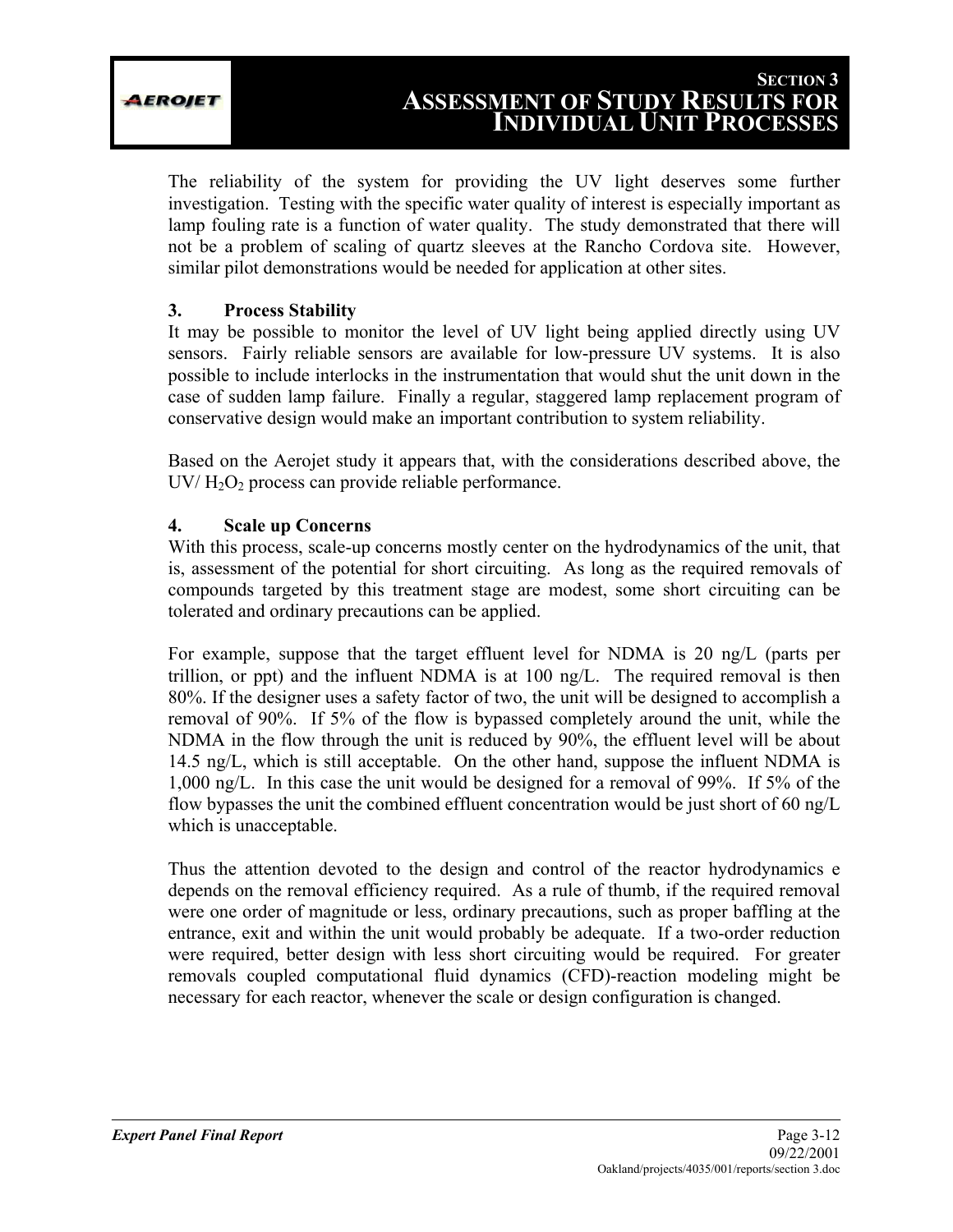The reliability of the system for providing the UV light deserves some further investigation. Testing with the specific water quality of interest is especially important as lamp fouling rate is a function of water quality. The study demonstrated that there will not be a problem of scaling of quartz sleeves at the Rancho Cordova site. However, similar pilot demonstrations would be needed for application at other sites.

**3. Process Stability**

It may be possible to monitor the level of UV light being applied directly using UV sensors. Fairly reliable sensors are available for low-pressure UV systems. It is also possible to include interlocks in the instrumentation that would shut the unit down in the case of sudden lamp failure. Finally a regular, staggered lamp replacement program of conservative design would make an important contribution to system reliability.

Based on the Aerojet study it appears that, with the considerations described above, the UV/ $H_2O_2$ process can provide reliable performance.

**4. Scale up Concerns**

With this process, scale-up concerns mostly center on the hydrodynamics of the unit, that is, assessment of the potential for short circuiting. As long as the required removals of compounds targeted by this treatment stage are modest, some short circuiting can be tolerated and ordinary precautions can be applied.

For example, suppose that the target effluent level for NDMA is 20 ng/L (parts per trillion, or ppt) and the influent NDMA is at 100 ng/L. The required removal is then 80%. If the designer uses a safety factor of two, the unit will be designed to accomplish a removal of 90%. If 5% of the flow is bypassed completely around the unit, while the NDMA in the flow through the unit is reduced by 90%, the effluent level will be about 14.5 ng/L, which is still acceptable. On the other hand, suppose the influent NDMA is 1,000 ng/L. In this case the unit would be designed for a removal of 99%. If 5% of the flow bypasses the unit the combined effluent concentration would be just short of 60 ng/L which is unacceptable.

Thus the attention devoted to the design and control of the reactor hydrodynamics e depends on the removal efficiency required. As a rule of thumb, if the required removal were one order of magnitude or less, ordinary precautions, such as proper baffling at the entrance, exit and within the unit would probably be adequate. If a two-order reduction were required, better design with less short circuiting would be required. For greater removals coupled computational fluid dynamics (CFD)-reaction modeling might be necessary for each reactor, whenever the scale or design configuration is changed.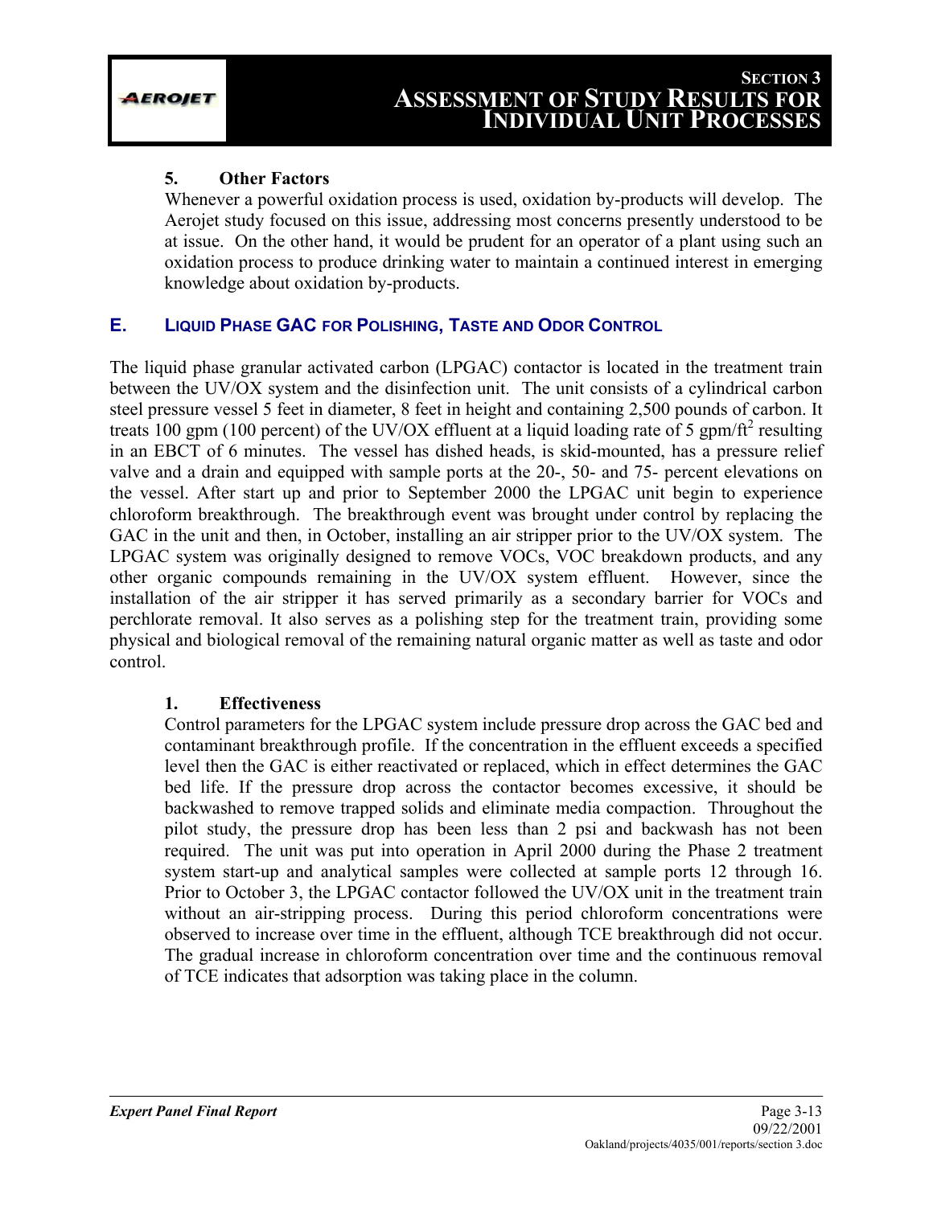### 5. Other Factors

Whenever a powerful oxidation process is used, oxidation by-products will develop. The Aerojet study focused on this issue, addressing most concerns presently understood to be at issue. On the other hand, it would be prudent for an operator of a plant using such an oxidation process to produce drinking water to maintain a continued interest in emerging knowledge about oxidation by-products.

## E. LIQUID PHASE GAC FOR POLISHING, TASTE AND ODOR CONTROL

The liquid phase granular activated carbon (LPGAC) contactor is located in the treatment train between the UV/OX system and the disinfection unit. The unit consists of a cylindrical carbon steel pressure vessel 5 feet in diameter, 8 feet in height and containing 2,500 pounds of carbon. It treats 100 gpm (100 percent) of the UV/OX effluent at a liquid loading rate of 5 gpm/ft$^2$ resulting in an EBCT of 6 minutes. The vessel has dished heads, is skid-mounted, has a pressure relief valve and a drain and equipped with sample ports at the 20-, 50- and 75- percent elevations on the vessel. After start up and prior to September 2000 the LPGAC unit begin to experience chloroform breakthrough. The breakthrough event was brought under control by replacing the GAC in the unit and then, in October, installing an air stripper prior to the UV/OX system. The LPGAC system was originally designed to remove VOCs, VOC breakdown products, and any other organic compounds remaining in the UV/OX system effluent. However, since the installation of the air stripper it has served primarily as a secondary barrier for VOCs and perchlorate removal. It also serves as a polishing step for the treatment train, providing some physical and biological removal of the remaining natural organic matter as well as taste and odor control.

### 1. Effectiveness

Control parameters for the LPGAC system include pressure drop across the GAC bed and contaminant breakthrough profile. If the concentration in the effluent exceeds a specified level then the GAC is either reactivated or replaced, which in effect determines the GAC bed life. If the pressure drop across the contactor becomes excessive, it should be backwashed to remove trapped solids and eliminate media compaction. Throughout the pilot study, the pressure drop has been less than 2 psi and backwash has not been required. The unit was put into operation in April 2000 during the Phase 2 treatment system start-up and analytical samples were collected at sample ports 12 through 16. Prior to October 3, the LPGAC contactor followed the UV/OX unit in the treatment train without an air-stripping process. During this period chloroform concentrations were observed to increase over time in the effluent, although TCE breakthrough did not occur. The gradual increase in chloroform concentration over time and the continuous removal of TCE indicates that adsorption was taking place in the column.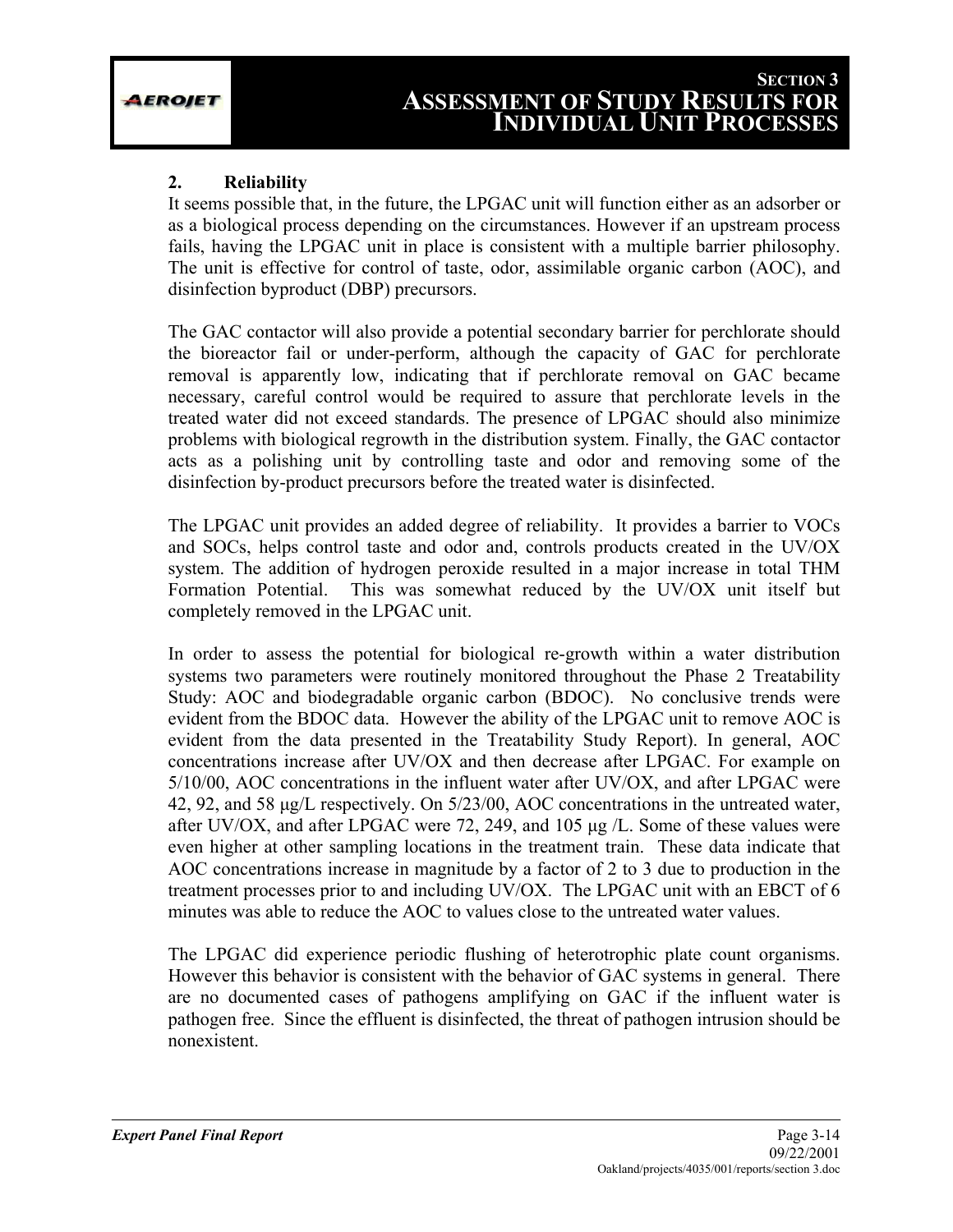### 2. Reliability

It seems possible that, in the future, the LPGAC unit will function either as an adsorber or as a biological process depending on the circumstances. However if an upstream process fails, having the LPGAC unit in place is consistent with a multiple barrier philosophy. The unit is effective for control of taste, odor, assimilable organic carbon (AOC), and disinfection byproduct (DBP) precursors.

The GAC contactor will also provide a potential secondary barrier for perchlorate should the bioreactor fail or under-perform, although the capacity of GAC for perchlorate removal is apparently low, indicating that if perchlorate removal on GAC became necessary, careful control would be required to assure that perchlorate levels in the treated water did not exceed standards. The presence of LPGAC should also minimize problems with biological regrowth in the distribution system. Finally, the GAC contactor acts as a polishing unit by controlling taste and odor and removing some of the disinfection by-product precursors before the treated water is disinfected.

The LPGAC unit provides an added degree of reliability. It provides a barrier to VOCs and SOCs, helps control taste and odor and, controls products created in the UV/OX system. The addition of hydrogen peroxide resulted in a major increase in total THM Formation Potential. This was somewhat reduced by the UV/OX unit itself but completely removed in the LPGAC unit.

In order to assess the potential for biological re-growth within a water distribution systems two parameters were routinely monitored throughout the Phase 2 Treatability Study: AOC and biodegradable organic carbon (BDOC). No conclusive trends were evident from the BDOC data. However the ability of the LPGAC unit to remove AOC is evident from the data presented in the Treatability Study Report). In general, AOC concentrations increase after UV/OX and then decrease after LPGAC. For example on 5/10/00, AOC concentrations in the influent water after UV/OX, and after LPGAC were 42, 92, and 58 µg/L respectively. On 5/23/00, AOC concentrations in the untreated water, after UV/OX, and after LPGAC were 72, 249, and 105 µg /L. Some of these values were even higher at other sampling locations in the treatment train. These data indicate that AOC concentrations increase in magnitude by a factor of 2 to 3 due to production in the treatment processes prior to and including UV/OX. The LPGAC unit with an EBCT of 6 minutes was able to reduce the AOC to values close to the untreated water values.

The LPGAC did experience periodic flushing of heterotrophic plate count organisms. However this behavior is consistent with the behavior of GAC systems in general. There are no documented cases of pathogens amplifying on GAC if the influent water is pathogen free. Since the effluent is disinfected, the threat of pathogen intrusion should be nonexistent.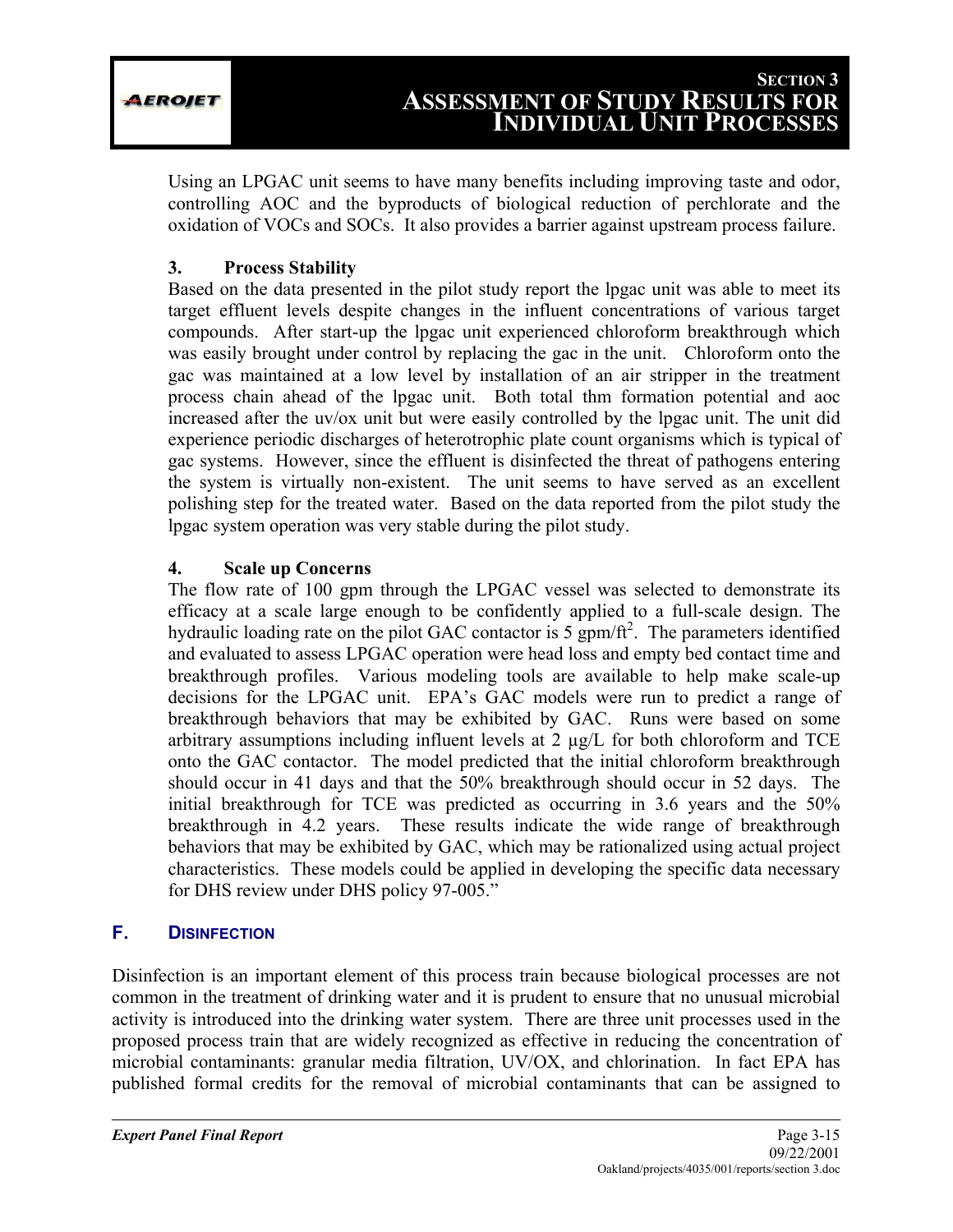Using an LPGAC unit seems to have many benefits including improving taste and odor, controlling AOC and the byproducts of biological reduction of perchlorate and the oxidation of VOCs and SOCs. It also provides a barrier against upstream process failure.

**3. Process Stability**

Based on the data presented in the pilot study report the lpgac unit was able to meet its target effluent levels despite changes in the influent concentrations of various target compounds. After start-up the lpgac unit experienced chloroform breakthrough which was easily brought under control by replacing the gac in the unit. Chloroform onto the gac was maintained at a low level by installation of an air stripper in the treatment process chain ahead of the lpgac unit. Both total thm formation potential and aoc increased after the uv/ox unit but were easily controlled by the lpgac unit. The unit did experience periodic discharges of heterotrophic plate count organisms which is typical of gac systems. However, since the effluent is disinfected the threat of pathogens entering the system is virtually non-existent. The unit seems to have served as an excellent polishing step for the treated water. Based on the data reported from the pilot study the lpgac system operation was very stable during the pilot study.

**4. Scale up Concerns**

The flow rate of 100 gpm through the LPGAC vessel was selected to demonstrate its efficacy at a scale large enough to be confidently applied to a full-scale design. The hydraulic loading rate on the pilot GAC contactor is 5 gpm/ft$^2$. The parameters identified and evaluated to assess LPGAC operation were head loss and empty bed contact time and breakthrough profiles. Various modeling tools are available to help make scale-up decisions for the LPGAC unit. EPA's GAC models were run to predict a range of breakthrough behaviors that may be exhibited by GAC. Runs were based on some arbitrary assumptions including influent levels at 2 µg/L for both chloroform and TCE onto the GAC contactor. The model predicted that the initial chloroform breakthrough should occur in 41 days and that the 50% breakthrough should occur in 52 days. The initial breakthrough for TCE was predicted as occurring in 3.6 years and the 50% breakthrough in 4.2 years. These results indicate the wide range of breakthrough behaviors that may be exhibited by GAC, which may be rationalized using actual project characteristics. These models could be applied in developing the specific data necessary for DHS review under DHS policy 97-005."

## F. DISINFECTION

Disinfection is an important element of this process train because biological processes are not common in the treatment of drinking water and it is prudent to ensure that no unusual microbial activity is introduced into the drinking water system. There are three unit processes used in the proposed process train that are widely recognized as effective in reducing the concentration of microbial contaminants: granular media filtration, UV/OX, and chlorination. In fact EPA has published formal credits for the removal of microbial contaminants that can be assigned to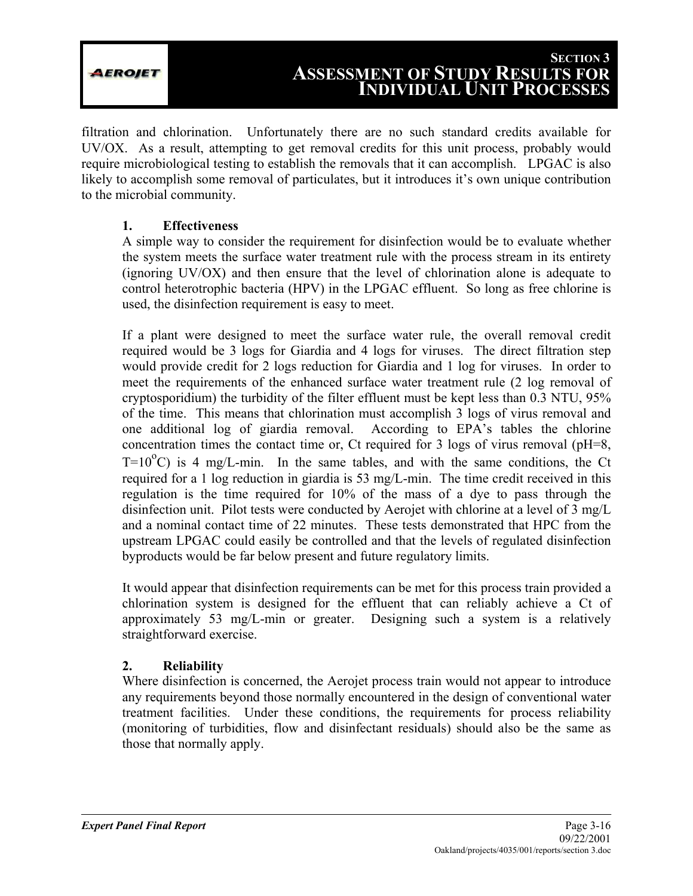filtration and chlorination. Unfortunately there are no such standard credits available for UV/OX. As a result, attempting to get removal credits for this unit process, probably would require microbiological testing to establish the removals that it can accomplish. LPGAC is also likely to accomplish some removal of particulates, but it introduces it's own unique contribution to the microbial community.

### 1. Effectiveness

A simple way to consider the requirement for disinfection would be to evaluate whether the system meets the surface water treatment rule with the process stream in its entirety (ignoring UV/OX) and then ensure that the level of chlorination alone is adequate to control heterotrophic bacteria (HPV) in the LPGAC effluent. So long as free chlorine is used, the disinfection requirement is easy to meet.

If a plant were designed to meet the surface water rule, the overall removal credit required would be 3 logs for Giardia and 4 logs for viruses. The direct filtration step would provide credit for 2 logs reduction for Giardia and 1 log for viruses. In order to meet the requirements of the enhanced surface water treatment rule (2 log removal of cryptosporidium) the turbidity of the filter effluent must be kept less than 0.3 NTU, 95% of the time. This means that chlorination must accomplish 3 logs of virus removal and one additional log of giardia removal. According to EPA's tables the chlorine concentration times the contact time or, Ct required for 3 logs of virus removal (pH=8, T=10$^{o}$C) is 4 mg/L-min. In the same tables, and with the same conditions, the Ct required for a 1 log reduction in giardia is 53 mg/L-min. The time credit received in this regulation is the time required for 10% of the mass of a dye to pass through the disinfection unit. Pilot tests were conducted by Aerojet with chlorine at a level of 3 mg/L and a nominal contact time of 22 minutes. These tests demonstrated that HPC from the upstream LPGAC could easily be controlled and that the levels of regulated disinfection byproducts would be far below present and future regulatory limits.

It would appear that disinfection requirements can be met for this process train provided a chlorination system is designed for the effluent that can reliably achieve a Ct of approximately 53 mg/L-min or greater. Designing such a system is a relatively straightforward exercise.

### 2. Reliability

Where disinfection is concerned, the Aerojet process train would not appear to introduce any requirements beyond those normally encountered in the design of conventional water treatment facilities. Under these conditions, the requirements for process reliability (monitoring of turbidities, flow and disinfectant residuals) should also be the same as those that normally apply.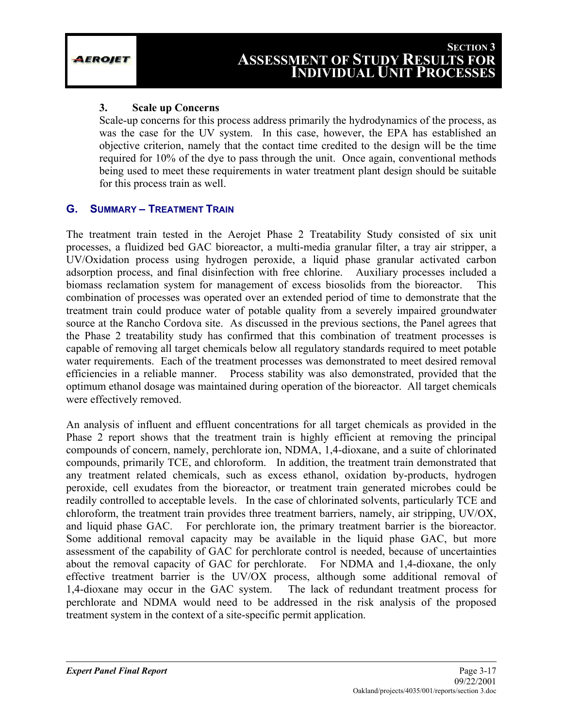### 3. Scale up Concerns

Scale-up concerns for this process address primarily the hydrodynamics of the process, as was the case for the UV system. In this case, however, the EPA has established an objective criterion, namely that the contact time credited to the design will be the time required for 10% of the dye to pass through the unit. Once again, conventional methods being used to meet these requirements in water treatment plant design should be suitable for this process train as well.

## G. Summary – Treatment Train

The treatment train tested in the Aerojet Phase 2 Treatability Study consisted of six unit processes, a fluidized bed GAC bioreactor, a multi-media granular filter, a tray air stripper, a UV/Oxidation process using hydrogen peroxide, a liquid phase granular activated carbon adsorption process, and final disinfection with free chlorine. Auxiliary processes included a biomass reclamation system for management of excess biosolids from the bioreactor. This combination of processes was operated over an extended period of time to demonstrate that the treatment train could produce water of potable quality from a severely impaired groundwater source at the Rancho Cordova site. As discussed in the previous sections, the Panel agrees that the Phase 2 treatability study has confirmed that this combination of treatment processes is capable of removing all target chemicals below all regulatory standards required to meet potable water requirements. Each of the treatment processes was demonstrated to meet desired removal efficiencies in a reliable manner. Process stability was also demonstrated, provided that the optimum ethanol dosage was maintained during operation of the bioreactor. All target chemicals were effectively removed.

An analysis of influent and effluent concentrations for all target chemicals as provided in the Phase 2 report shows that the treatment train is highly efficient at removing the principal compounds of concern, namely, perchlorate ion, NDMA, 1,4-dioxane, and a suite of chlorinated compounds, primarily TCE, and chloroform. In addition, the treatment train demonstrated that any treatment related chemicals, such as excess ethanol, oxidation by-products, hydrogen peroxide, cell exudates from the bioreactor, or treatment train generated microbes could be readily controlled to acceptable levels. In the case of chlorinated solvents, particularly TCE and chloroform, the treatment train provides three treatment barriers, namely, air stripping, UV/OX, and liquid phase GAC. For perchlorate ion, the primary treatment barrier is the bioreactor. Some additional removal capacity may be available in the liquid phase GAC, but more assessment of the capability of GAC for perchlorate control is needed, because of uncertainties about the removal capacity of GAC for perchlorate. For NDMA and 1,4-dioxane, the only effective treatment barrier is the UV/OX process, although some additional removal of 1,4-dioxane may occur in the GAC system. The lack of redundant treatment process for perchlorate and NDMA would need to be addressed in the risk analysis of the proposed treatment system in the context of a site-specific permit application.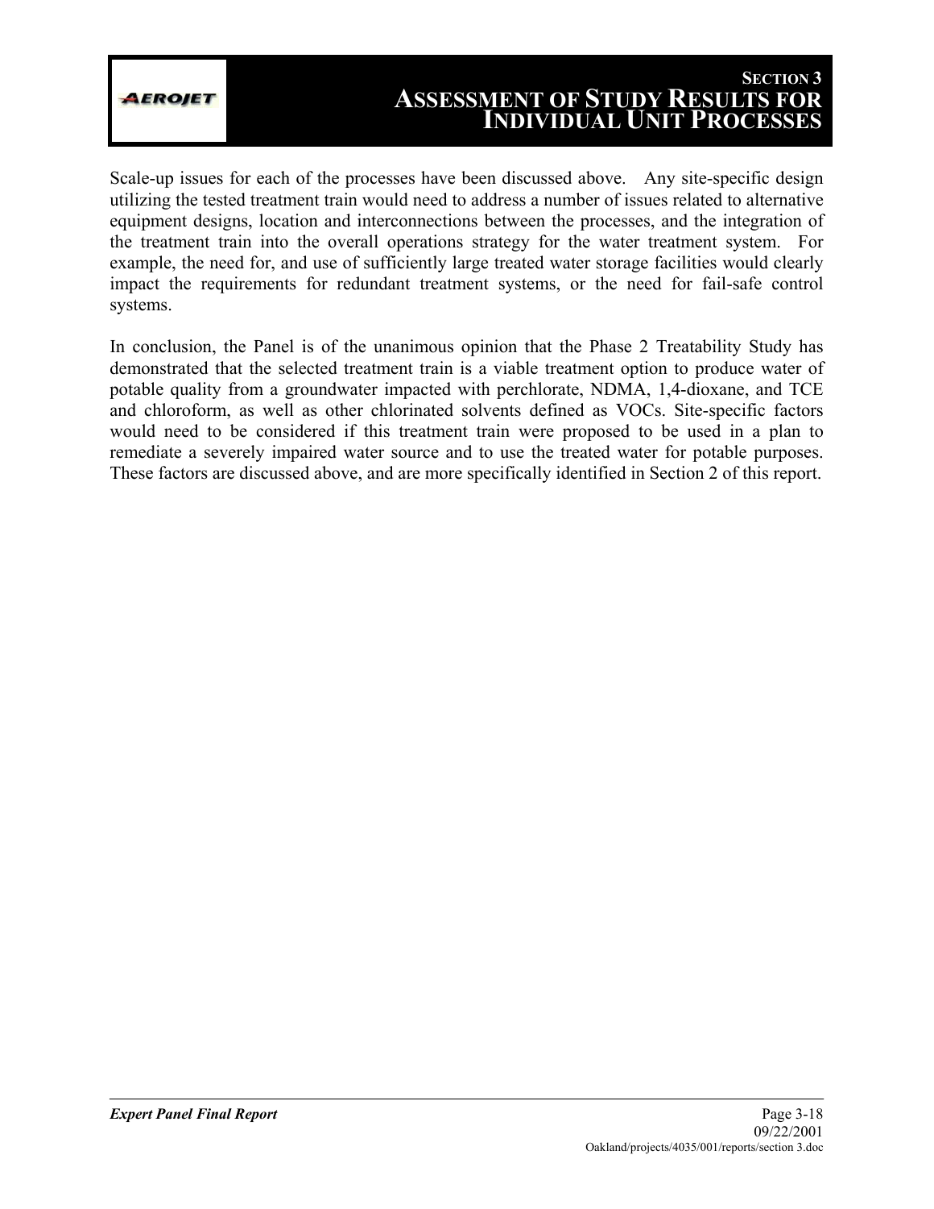Scale-up issues for each of the processes have been discussed above. Any site-specific design utilizing the tested treatment train would need to address a number of issues related to alternative equipment designs, location and interconnections between the processes, and the integration of the treatment train into the overall operations strategy for the water treatment system. For example, the need for, and use of sufficiently large treated water storage facilities would clearly impact the requirements for redundant treatment systems, or the need for fail-safe control systems.

In conclusion, the Panel is of the unanimous opinion that the Phase 2 Treatability Study has demonstrated that the selected treatment train is a viable treatment option to produce water of potable quality from a groundwater impacted with perchlorate, NDMA, 1,4-dioxane, and TCE and chloroform, as well as other chlorinated solvents defined as VOCs. Site-specific factors would need to be considered if this treatment train were proposed to be used in a plan to remediate a severely impaired water source and to use the treated water for potable purposes. These factors are discussed above, and are more specifically identified in Section 2 of this report.